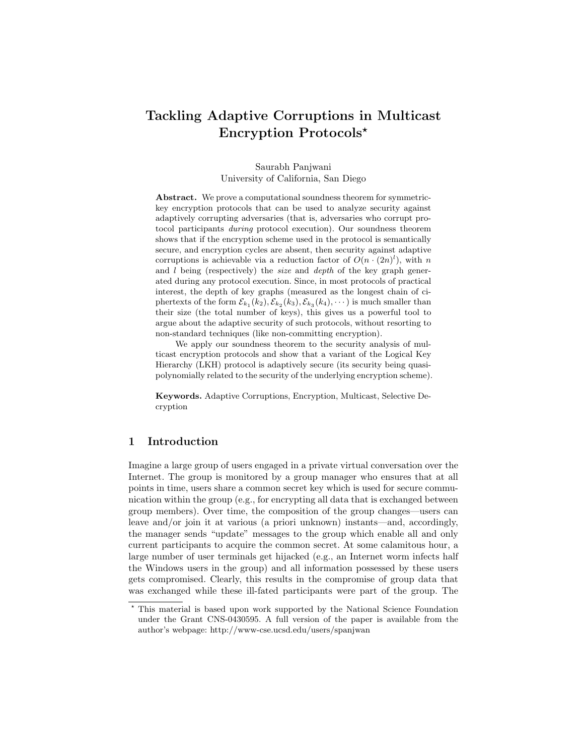# Tackling Adaptive Corruptions in Multicast Encryption Protocols*

Saurabh Panjwani
University of California, San Diego

**Abstract.** We prove a computational soundness theorem for symmetric-key encryption protocols that can be used to analyze security against adaptively corrupting adversaries (that is, adversaries who corrupt protocol participants *during* protocol execution). Our soundness theorem shows that if the encryption scheme used in the protocol is semantically secure, and encryption cycles are absent, then security against adaptive corruptions is achievable via a reduction factor of $O(n \cdot (2n)^l)$, with $n$ and $l$ being (respectively) the *size* and *depth* of the key graph generated during any protocol execution. Since, in most protocols of practical interest, the depth of key graphs (measured as the longest chain of ciphertexts of the form $\mathcal{E}_{k_1}(k_2), \mathcal{E}_{k_2}(k_3), \mathcal{E}_{k_3}(k_4), \cdots$) is much smaller than their size (the total number of keys), this gives us a powerful tool to argue about the adaptive security of such protocols, without resorting to non-standard techniques (like non-committing encryption).

We apply our soundness theorem to the security analysis of multicast encryption protocols and show that a variant of the Logical Key Hierarchy (LKH) protocol is adaptively secure (its security being quasi-polynomially related to the security of the underlying encryption scheme).

**Keywords.** Adaptive Corruptions, Encryption, Multicast, Selective Decryption

## 1 Introduction

Imagine a large group of users engaged in a private virtual conversation over the Internet. The group is monitored by a group manager who ensures that at all points in time, users share a common secret key which is used for secure communication within the group (e.g., for encrypting all data that is exchanged between group members). Over time, the composition of the group changes—users can leave and/or join it at various (a priori unknown) instants—and, accordingly, the manager sends "update" messages to the group which enable all and only current participants to acquire the common secret. At some calamitous hour, a large number of user terminals get hijacked (e.g., an Internet worm infects half the Windows users in the group) and all information possessed by these users gets compromised. Clearly, this results in the compromise of group data that was exchanged while these ill-fated participants were part of the group. The

* This material is based upon work supported by the National Science Foundation under the Grant CNS-0430595. A full version of the paper is available from the author's webpage: http://www-cse.ucsd.edu/users/spanjwan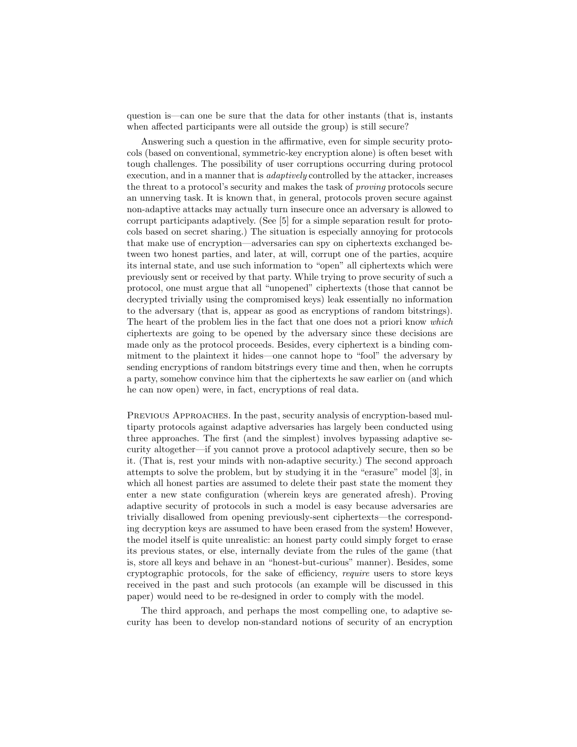question is—can one be sure that the data for other instants (that is, instants when affected participants were all outside the group) is still secure?

Answering such a question in the affirmative, even for simple security protocols (based on conventional, symmetric-key encryption alone) is often beset with tough challenges. The possibility of user corruptions occurring during protocol execution, and in a manner that is *adaptively* controlled by the attacker, increases the threat to a protocol's security and makes the task of *proving* protocols secure an unnerving task. It is known that, in general, protocols proven secure against non-adaptive attacks may actually turn insecure once an adversary is allowed to corrupt participants adaptively. (See [5] for a simple separation result for protocols based on secret sharing.) The situation is especially annoying for protocols that make use of encryption—adversaries can spy on ciphertexts exchanged between two honest parties, and later, at will, corrupt one of the parties, acquire its internal state, and use such information to "open" all ciphertexts which were previously sent or received by that party. While trying to prove security of such a protocol, one must argue that all "unopened" ciphertexts (those that cannot be decrypted trivially using the compromised keys) leak essentially no information to the adversary (that is, appear as good as encryptions of random bitstrings). The heart of the problem lies in the fact that one does not a priori know *which* ciphertexts are going to be opened by the adversary since these decisions are made only as the protocol proceeds. Besides, every ciphertext is a binding commitment to the plaintext it hides—one cannot hope to "fool" the adversary by sending encryptions of random bitstrings every time and then, when he corrupts a party, somehow convince him that the ciphertexts he saw earlier on (and which he can now open) were, in fact, encryptions of real data.

Previous Approaches. In the past, security analysis of encryption-based multiparty protocols against adaptive adversaries has largely been conducted using three approaches. The first (and the simplest) involves bypassing adaptive security altogether—if you cannot prove a protocol adaptively secure, then so be it. (That is, rest your minds with non-adaptive security.) The second approach attempts to solve the problem, but by studying it in the "erasure" model [3], in which all honest parties are assumed to delete their past state the moment they enter a new state configuration (wherein keys are generated afresh). Proving adaptive security of protocols in such a model is easy because adversaries are trivially disallowed from opening previously-sent ciphertexts—the corresponding decryption keys are assumed to have been erased from the system! However, the model itself is quite unrealistic: an honest party could simply forget to erase its previous states, or else, internally deviate from the rules of the game (that is, store all keys and behave in an "honest-but-curious" manner). Besides, some cryptographic protocols, for the sake of efficiency, *require* users to store keys received in the past and such protocols (an example will be discussed in this paper) would need to be re-designed in order to comply with the model.

The third approach, and perhaps the most compelling one, to adaptive security has been to develop non-standard notions of security of an encryption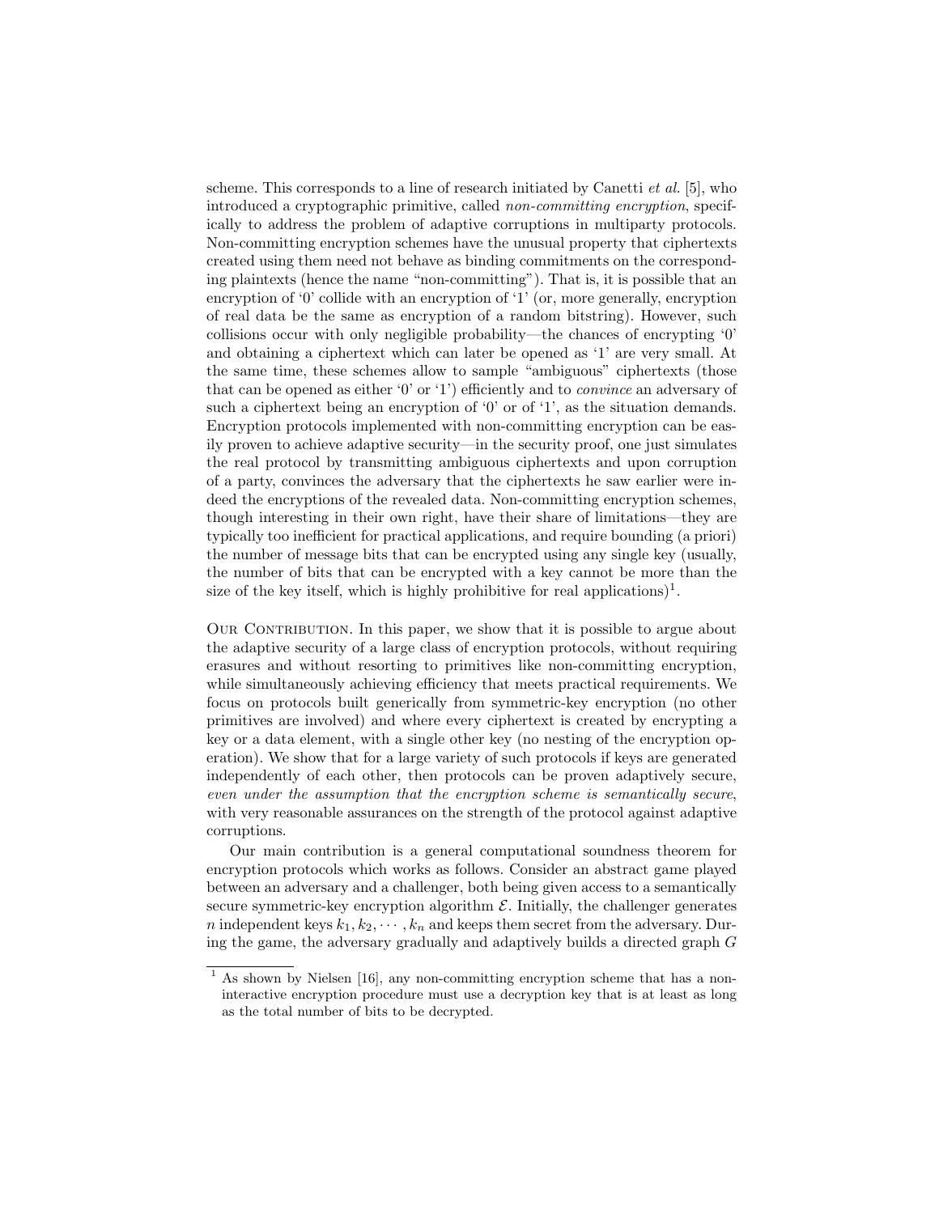scheme. This corresponds to a line of research initiated by Canetti *et al.* [5], who introduced a cryptographic primitive, called *non-committing encryption*, specifically to address the problem of adaptive corruptions in multiparty protocols. Non-committing encryption schemes have the unusual property that ciphertexts created using them need not behave as binding commitments on the corresponding plaintexts (hence the name "non-committing"). That is, it is possible that an encryption of '0' collide with an encryption of '1' (or, more generally, encryption of real data be the same as encryption of a random bitstring). However, such collisions occur with only negligible probability—the chances of encrypting '0' and obtaining a ciphertext which can later be opened as '1' are very small. At the same time, these schemes allow to sample "ambiguous" ciphertexts (those that can be opened as either '0' or '1') efficiently and to *convince* an adversary of such a ciphertext being an encryption of '0' or of '1', as the situation demands. Encryption protocols implemented with non-committing encryption can be easily proven to achieve adaptive security—in the security proof, one just simulates the real protocol by transmitting ambiguous ciphertexts and upon corruption of a party, convinces the adversary that the ciphertexts he saw earlier were indeed the encryptions of the revealed data. Non-committing encryption schemes, though interesting in their own right, have their share of limitations—they are typically too inefficient for practical applications, and require bounding (a priori) the number of message bits that can be encrypted using any single key (usually, the number of bits that can be encrypted with a key cannot be more than the size of the key itself, which is highly prohibitive for real applications)[1].

Our Contribution. In this paper, we show that it is possible to argue about the adaptive security of a large class of encryption protocols, without requiring erasures and without resorting to primitives like non-committing encryption, while simultaneously achieving efficiency that meets practical requirements. We focus on protocols built generically from symmetric-key encryption (no other primitives are involved) and where every ciphertext is created by encrypting a key or a data element, with a single other key (no nesting of the encryption operation). We show that for a large variety of such protocols if keys are generated independently of each other, then protocols can be proven adaptively secure, *even under the assumption that the encryption scheme is semantically secure*, with very reasonable assurances on the strength of the protocol against adaptive corruptions.

Our main contribution is a general computational soundness theorem for encryption protocols which works as follows. Consider an abstract game played between an adversary and a challenger, both being given access to a semantically secure symmetric-key encryption algorithm $\mathcal{E}$. Initially, the challenger generates $n$ independent keys $k_1, k_2, \cdots, k_n$ and keeps them secret from the adversary. During the game, the adversary gradually and adaptively builds a directed graph $G$

[1] As shown by Nielsen [16], any non-committing encryption scheme that has a non-interactive encryption procedure must use a decryption key that is at least as long as the total number of bits to be decrypted.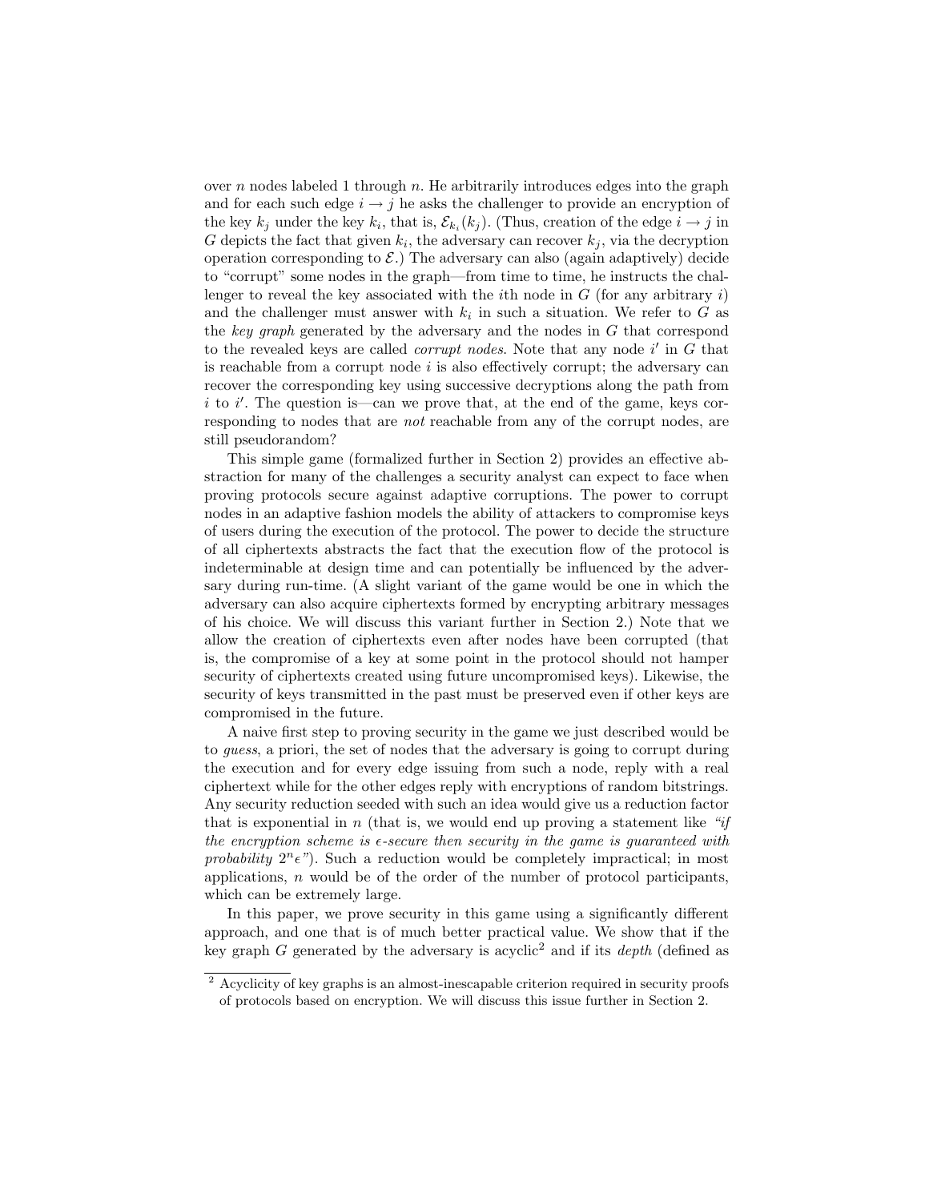over $n$ nodes labeled 1 through $n$. He arbitrarily introduces edges into the graph and for each such edge $i \to j$ he asks the challenger to provide an encryption of the key $k_j$ under the key $k_i$, that is, $\mathcal{E}_{k_i}(k_j)$. (Thus, creation of the edge $i \to j$ in $G$ depicts the fact that given $k_i$, the adversary can recover $k_j$, via the decryption operation corresponding to $\mathcal{E}$.) The adversary can also (again adaptively) decide to "corrupt" some nodes in the graph—from time to time, he instructs the challenger to reveal the key associated with the $i$th node in $G$ (for any arbitrary $i$) and the challenger must answer with $k_i$ in such a situation. We refer to $G$ as the *key graph* generated by the adversary and the nodes in $G$ that correspond to the revealed keys are called *corrupt nodes*. Note that any node $i'$ in $G$ that is reachable from a corrupt node $i$ is also effectively corrupt; the adversary can recover the corresponding key using successive decryptions along the path from $i$ to $i'$. The question is—can we prove that, at the end of the game, keys corresponding to nodes that are *not* reachable from any of the corrupt nodes, are still pseudorandom?

This simple game (formalized further in Section 2) provides an effective abstraction for many of the challenges a security analyst can expect to face when proving protocols secure against adaptive corruptions. The power to corrupt nodes in an adaptive fashion models the ability of attackers to compromise keys of users during the execution of the protocol. The power to decide the structure of all ciphertexts abstracts the fact that the execution flow of the protocol is indeterminable at design time and can potentially be influenced by the adversary during run-time. (A slight variant of the game would be one in which the adversary can also acquire ciphertexts formed by encrypting arbitrary messages of his choice. We will discuss this variant further in Section 2.) Note that we allow the creation of ciphertexts even after nodes have been corrupted (that is, the compromise of a key at some point in the protocol should not hamper security of ciphertexts created using future uncompromised keys). Likewise, the security of keys transmitted in the past must be preserved even if other keys are compromised in the future.

A naive first step to proving security in the game we just described would be to *guess*, a priori, the set of nodes that the adversary is going to corrupt during the execution and for every edge issuing from such a node, reply with a real ciphertext while for the other edges reply with encryptions of random bitstrings. Any security reduction seeded with such an idea would give us a reduction factor that is exponential in $n$ (that is, we would end up proving a statement like *"if the encryption scheme is $\epsilon$-secure then security in the game is guaranteed with probability $2^n\epsilon$"*). Such a reduction would be completely impractical; in most applications, $n$ would be of the order of the number of protocol participants, which can be extremely large.

In this paper, we prove security in this game using a significantly different approach, and one that is of much better practical value. We show that if the key graph $G$ generated by the adversary is acyclic[2] and if its *depth* (defined as

[2] Acyclicity of key graphs is an almost-inescapable criterion required in security proofs of protocols based on encryption. We will discuss this issue further in Section 2.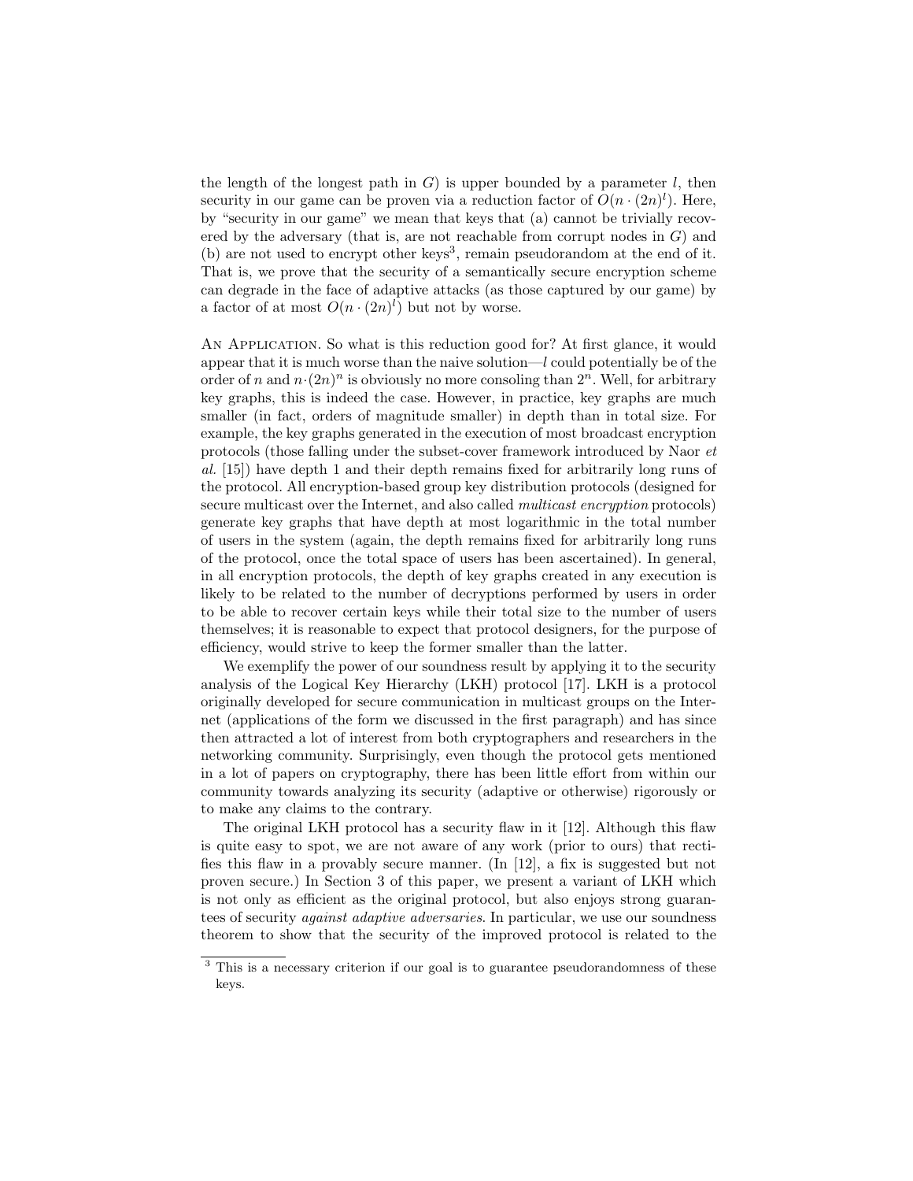the length of the longest path in $G$) is upper bounded by a parameter $l$, then security in our game can be proven via a reduction factor of $O(n \cdot (2n)^l)$. Here, by "security in our game" we mean that keys that (a) cannot be trivially recovered by the adversary (that is, are not reachable from corrupt nodes in $G$) and (b) are not used to encrypt other keys[3], remain pseudorandom at the end of it. That is, we prove that the security of a semantically secure encryption scheme can degrade in the face of adaptive attacks (as those captured by our game) by a factor of at most $O(n \cdot (2n)^l)$ but not by worse.

An Application. So what is this reduction good for? At first glance, it would appear that it is much worse than the naive solution—$l$ could potentially be of the order of $n$ and $n \cdot (2n)^n$ is obviously no more consoling than $2^n$. Well, for arbitrary key graphs, this is indeed the case. However, in practice, key graphs are much smaller (in fact, orders of magnitude smaller) in depth than in total size. For example, the key graphs generated in the execution of most broadcast encryption protocols (those falling under the subset-cover framework introduced by Naor *et al.* [15]) have depth 1 and their depth remains fixed for arbitrarily long runs of the protocol. All encryption-based group key distribution protocols (designed for secure multicast over the Internet, and also called *multicast encryption* protocols) generate key graphs that have depth at most logarithmic in the total number of users in the system (again, the depth remains fixed for arbitrarily long runs of the protocol, once the total space of users has been ascertained). In general, in all encryption protocols, the depth of key graphs created in any execution is likely to be related to the number of decryptions performed by users in order to be able to recover certain keys while their total size to the number of users themselves; it is reasonable to expect that protocol designers, for the purpose of efficiency, would strive to keep the former smaller than the latter.

We exemplify the power of our soundness result by applying it to the security analysis of the Logical Key Hierarchy (LKH) protocol [17]. LKH is a protocol originally developed for secure communication in multicast groups on the Internet (applications of the form we discussed in the first paragraph) and has since then attracted a lot of interest from both cryptographers and researchers in the networking community. Surprisingly, even though the protocol gets mentioned in a lot of papers on cryptography, there has been little effort from within our community towards analyzing its security (adaptive or otherwise) rigorously or to make any claims to the contrary.

The original LKH protocol has a security flaw in it [12]. Although this flaw is quite easy to spot, we are not aware of any work (prior to ours) that rectifies this flaw in a provably secure manner. (In [12], a fix is suggested but not proven secure.) In Section 3 of this paper, we present a variant of LKH which is not only as efficient as the original protocol, but also enjoys strong guarantees of security *against adaptive adversaries*. In particular, we use our soundness theorem to show that the security of the improved protocol is related to the

[3] This is a necessary criterion if our goal is to guarantee pseudorandomness of these keys.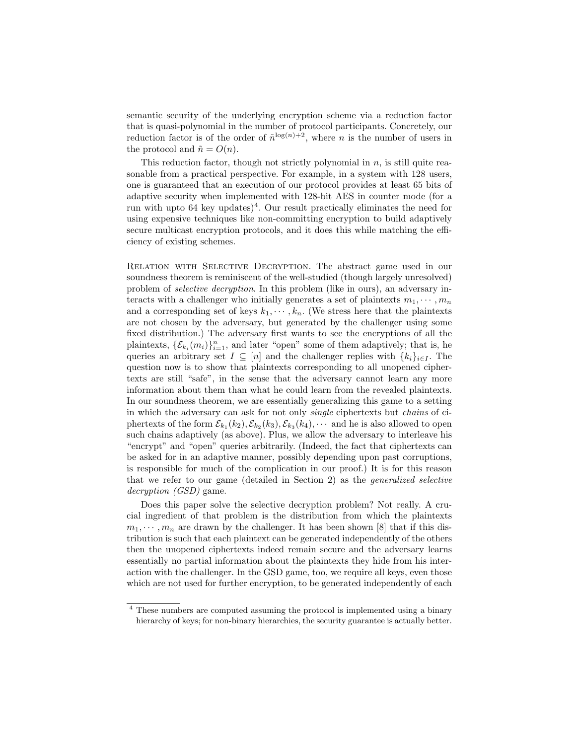semantic security of the underlying encryption scheme via a reduction factor that is quasi-polynomial in the number of protocol participants. Concretely, our reduction factor is of the order of $\tilde{n}^{\log(n)+2}$, where $n$ is the number of users in the protocol and $\tilde{n} = O(n)$.

This reduction factor, though not strictly polynomial in $n$, is still quite reasonable from a practical perspective. For example, in a system with 128 users, one is guaranteed that an execution of our protocol provides at least 65 bits of adaptive security when implemented with 128-bit AES in counter mode (for a run with upto 64 key updates)[4]. Our result practically eliminates the need for using expensive techniques like non-committing encryption to build adaptively secure multicast encryption protocols, and it does this while matching the efficiency of existing schemes.

Relation with Selective Decryption. The abstract game used in our soundness theorem is reminiscent of the well-studied (though largely unresolved) problem of *selective decryption*. In this problem (like in ours), an adversary interacts with a challenger who initially generates a set of plaintexts $m_1, \cdots, m_n$ and a corresponding set of keys $k_1, \cdots, k_n$. (We stress here that the plaintexts are not chosen by the adversary, but generated by the challenger using some fixed distribution.) The adversary first wants to see the encryptions of all the plaintexts, $\{\mathcal{E}_{k_i}(m_i)\}_{i=1}^n$, and later "open" some of them adaptively; that is, he queries an arbitrary set $I \subseteq [n]$ and the challenger replies with $\{k_i\}_{i \in I}$. The question now is to show that plaintexts corresponding to all unopened ciphertexts are still "safe", in the sense that the adversary cannot learn any more information about them than what he could learn from the revealed plaintexts. In our soundness theorem, we are essentially generalizing this game to a setting in which the adversary can ask for not only *single* ciphertexts but *chains* of ciphertexts of the form $\mathcal{E}_{k_1}(k_2), \mathcal{E}_{k_2}(k_3), \mathcal{E}_{k_3}(k_4), \cdots$ and he is also allowed to open such chains adaptively (as above). Plus, we allow the adversary to interleave his "encrypt" and "open" queries arbitrarily. (Indeed, the fact that ciphertexts can be asked for in an adaptive manner, possibly depending upon past corruptions, is responsible for much of the complication in our proof.) It is for this reason that we refer to our game (detailed in Section 2) as the *generalized selective decryption (GSD)* game.

Does this paper solve the selective decryption problem? Not really. A crucial ingredient of that problem is the distribution from which the plaintexts $m_1, \cdots, m_n$ are drawn by the challenger. It has been shown [8] that if this distribution is such that each plaintext can be generated independently of the others then the unopened ciphertexts indeed remain secure and the adversary learns essentially no partial information about the plaintexts they hide from his interaction with the challenger. In the GSD game, too, we require all keys, even those which are not used for further encryption, to be generated independently of each

[4] These numbers are computed assuming the protocol is implemented using a binary hierarchy of keys; for non-binary hierarchies, the security guarantee is actually better.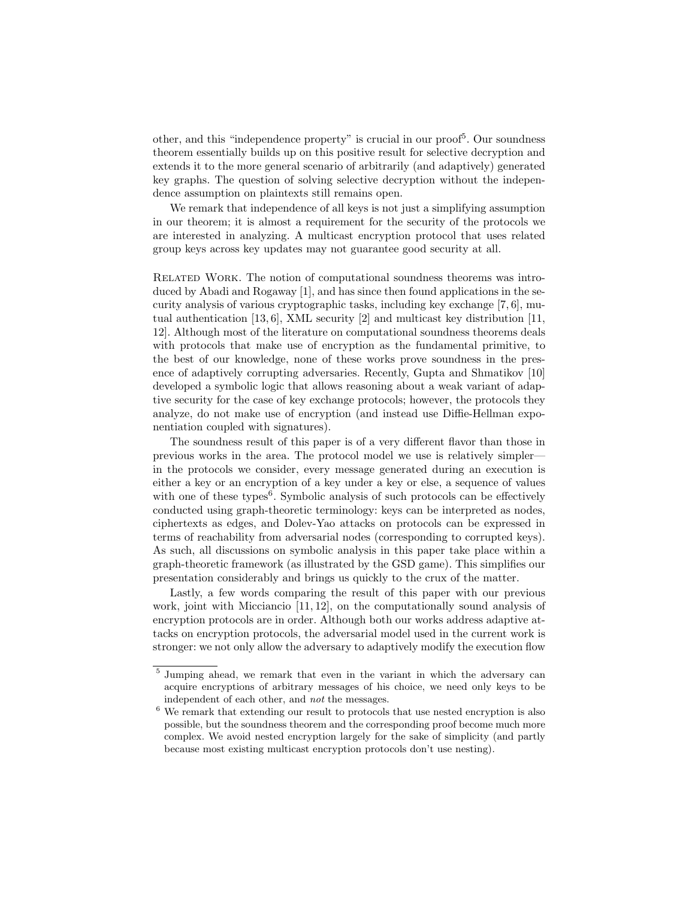other, and this "independence property" is crucial in our proof[5]. Our soundness theorem essentially builds up on this positive result for selective decryption and extends it to the more general scenario of arbitrarily (and adaptively) generated key graphs. The question of solving selective decryption without the independence assumption on plaintexts still remains open.

We remark that independence of all keys is not just a simplifying assumption in our theorem; it is almost a requirement for the security of the protocols we are interested in analyzing. A multicast encryption protocol that uses related group keys across key updates may not guarantee good security at all.

Related Work. The notion of computational soundness theorems was introduced by Abadi and Rogaway [1], and has since then found applications in the security analysis of various cryptographic tasks, including key exchange [7, 6], mutual authentication [13, 6], XML security [2] and multicast key distribution [11, 12]. Although most of the literature on computational soundness theorems deals with protocols that make use of encryption as the fundamental primitive, to the best of our knowledge, none of these works prove soundness in the presence of adaptively corrupting adversaries. Recently, Gupta and Shmatikov [10] developed a symbolic logic that allows reasoning about a weak variant of adaptive security for the case of key exchange protocols; however, the protocols they analyze, do not make use of encryption (and instead use Diffie-Hellman exponentiation coupled with signatures).

The soundness result of this paper is of a very different flavor than those in previous works in the area. The protocol model we use is relatively simpler—in the protocols we consider, every message generated during an execution is either a key or an encryption of a key under a key or else, a sequence of values with one of these types[6]. Symbolic analysis of such protocols can be effectively conducted using graph-theoretic terminology: keys can be interpreted as nodes, ciphertexts as edges, and Dolev-Yao attacks on protocols can be expressed in terms of reachability from adversarial nodes (corresponding to corrupted keys). As such, all discussions on symbolic analysis in this paper take place within a graph-theoretic framework (as illustrated by the GSD game). This simplifies our presentation considerably and brings us quickly to the crux of the matter.

Lastly, a few words comparing the result of this paper with our previous work, joint with Micciancio [11, 12], on the computationally sound analysis of encryption protocols are in order. Although both our works address adaptive attacks on encryption protocols, the adversarial model used in the current work is stronger: we not only allow the adversary to adaptively modify the execution flow

[5] Jumping ahead, we remark that even in the variant in which the adversary can acquire encryptions of arbitrary messages of his choice, we need only keys to be independent of each other, and *not* the messages.

[6] We remark that extending our result to protocols that use nested encryption is also possible, but the soundness theorem and the corresponding proof become much more complex. We avoid nested encryption largely for the sake of simplicity (and partly because most existing multicast encryption protocols don't use nesting).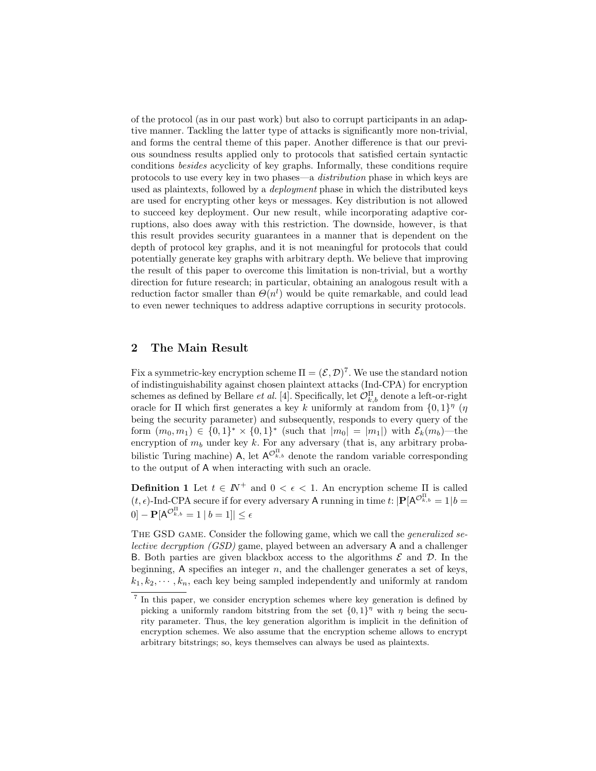of the protocol (as in our past work) but also to corrupt participants in an adaptive manner. Tackling the latter type of attacks is significantly more non-trivial, and forms the central theme of this paper. Another difference is that our previous soundness results applied only to protocols that satisfied certain syntactic conditions *besides* acyclicity of key graphs. Informally, these conditions require protocols to use every key in two phases—a *distribution* phase in which keys are used as plaintexts, followed by a *deployment* phase in which the distributed keys are used for encrypting other keys or messages. Key distribution is not allowed to succeed key deployment. Our new result, while incorporating adaptive corruptions, also does away with this restriction. The downside, however, is that this result provides security guarantees in a manner that is dependent on the depth of protocol key graphs, and it is not meaningful for protocols that could potentially generate key graphs with arbitrary depth. We believe that improving the result of this paper to overcome this limitation is non-trivial, but a worthy direction for future research; in particular, obtaining an analogous result with a reduction factor smaller than $\Theta(n^l)$ would be quite remarkable, and could lead to even newer techniques to address adaptive corruptions in security protocols.

## 2 The Main Result

Fix a symmetric-key encryption scheme $\Pi = (\mathcal{E}, \mathcal{D})$[7]. We use the standard notion of indistinguishability against chosen plaintext attacks (Ind-CPA) for encryption schemes as defined by Bellare *et al.* [4]. Specifically, let $\mathcal{O}^{\Pi}_{k,b}$ denote a left-or-right oracle for $\Pi$ which first generates a key $k$ uniformly at random from $\{0,1\}^{\eta}$ ($\eta$ being the security parameter) and subsequently, responds to every query of the form $(m_0, m_1) \in \{0,1\}^* \times \{0,1\}^*$ (such that $|m_0| = |m_1|$) with $\mathcal{E}_k(m_b)$—the encryption of $m_b$ under key $k$. For any adversary (that is, any arbitrary probabilistic Turing machine) $\mathsf{A}$, let $\mathsf{A}^{\mathcal{O}^{\Pi}_{k,b}}$ denote the random variable corresponding to the output of $\mathsf{A}$ when interacting with such an oracle.

**Definition 1** Let $t \in \mathbb{N}^+$ and $0 < \epsilon < 1$. An encryption scheme $\Pi$ is called $(t, \epsilon)$-Ind-CPA secure if for every adversary $\mathsf{A}$ running in time $t$: $|\mathbf{P}[\mathsf{A}^{\mathcal{O}^{\Pi}_{k,b}} = 1 | b = 0] - \mathbf{P}[\mathsf{A}^{\mathcal{O}^{\Pi}_{k,b}} = 1 \mid b = 1]| \leq \epsilon$

THE GSD GAME. Consider the following game, which we call the *generalized selective decryption (GSD)* game, played between an adversary $\mathsf{A}$ and a challenger $\mathsf{B}$. Both parties are given blackbox access to the algorithms $\mathcal{E}$ and $\mathcal{D}$. In the beginning, $\mathsf{A}$ specifies an integer $n$, and the challenger generates a set of keys, $k_1, k_2, \cdots, k_n$, each key being sampled independently and uniformly at random

[7] In this paper, we consider encryption schemes where key generation is defined by picking a uniformly random bitstring from the set $\{0,1\}^{\eta}$ with $\eta$ being the security parameter. Thus, the key generation algorithm is implicit in the definition of encryption schemes. We also assume that the encryption scheme allows to encrypt arbitrary bitstrings; so, keys themselves can always be used as plaintexts.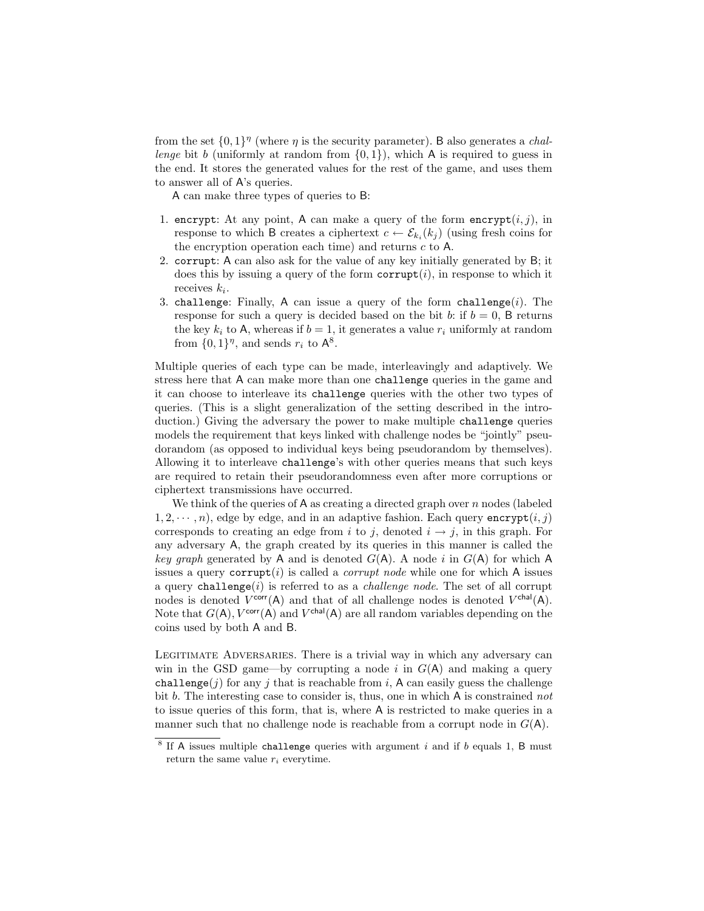from the set $\{0,1\}^\eta$ (where $\eta$ is the security parameter). B also generates a *challenge* bit $b$ (uniformly at random from $\{0,1\}$), which A is required to guess in the end. It stores the generated values for the rest of the game, and uses them to answer all of A's queries.

A can make three types of queries to B:

1. `encrypt`: At any point, A can make a query of the form `encrypt`$(i, j)$, in response to which B creates a ciphertext $c \leftarrow \mathcal{E}_{k_i}(k_j)$ (using fresh coins for the encryption operation each time) and returns $c$ to A.
2. `corrupt`: A can also ask for the value of any key initially generated by B; it does this by issuing a query of the form `corrupt`$(i)$, in response to which it receives $k_i$.
3. `challenge`: Finally, A can issue a query of the form `challenge`$(i)$. The response for such a query is decided based on the bit $b$: if $b = 0$, B returns the key $k_i$ to A, whereas if $b = 1$, it generates a value $r_i$ uniformly at random from $\{0,1\}^\eta$, and sends $r_i$ to A[8].

Multiple queries of each type can be made, interleavingly and adaptively. We stress here that A can make more than one `challenge` queries in the game and it can choose to interleave its `challenge` queries with the other two types of queries. (This is a slight generalization of the setting described in the introduction.) Giving the adversary the power to make multiple `challenge` queries models the requirement that keys linked with challenge nodes be "jointly" pseudorandom (as opposed to individual keys being pseudorandom by themselves). Allowing it to interleave `challenge`'s with other queries means that such keys are required to retain their pseudorandomness even after more corruptions or ciphertext transmissions have occurred.

We think of the queries of A as creating a directed graph over $n$ nodes (labeled $1, 2, \cdots, n$), edge by edge, and in an adaptive fashion. Each query `encrypt`$(i, j)$ corresponds to creating an edge from $i$ to $j$, denoted $i \to j$, in this graph. For any adversary A, the graph created by its queries in this manner is called the *key graph* generated by A and is denoted $G(\mathsf{A})$. A node $i$ in $G(\mathsf{A})$ for which A issues a query `corrupt`$(i)$ is called a *corrupt node* while one for which A issues a query `challenge`$(i)$ is referred to as a *challenge node*. The set of all corrupt nodes is denoted $V^{\mathsf{corr}}(\mathsf{A})$ and that of all challenge nodes is denoted $V^{\mathsf{chal}}(\mathsf{A})$. Note that $G(\mathsf{A}), V^{\mathsf{corr}}(\mathsf{A})$ and $V^{\mathsf{chal}}(\mathsf{A})$ are all random variables depending on the coins used by both A and B.

LEGITIMATE ADVERSARIES. There is a trivial way in which any adversary can win in the GSD game—by corrupting a node $i$ in $G(\mathsf{A})$ and making a query `challenge`$(j)$ for any $j$ that is reachable from $i$, A can easily guess the challenge bit $b$. The interesting case to consider is, thus, one in which A is constrained *not* to issue queries of this form, that is, where A is restricted to make queries in a manner such that no challenge node is reachable from a corrupt node in $G(\mathsf{A})$.

[8] If A issues multiple `challenge` queries with argument $i$ and if $b$ equals 1, B must return the same value $r_i$ everytime.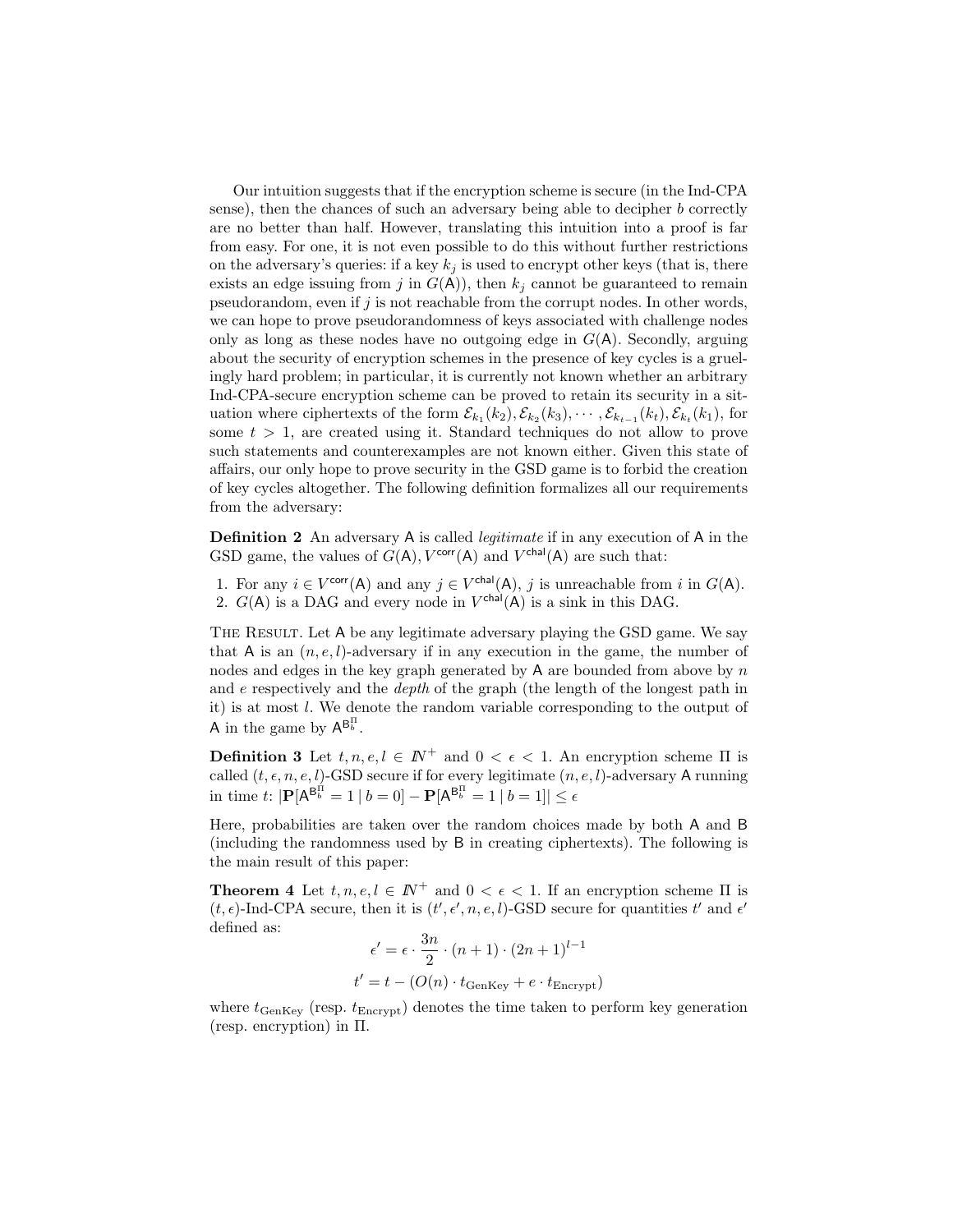Our intuition suggests that if the encryption scheme is secure (in the Ind-CPA sense), then the chances of such an adversary being able to decipher $b$ correctly are no better than half. However, translating this intuition into a proof is far from easy. For one, it is not even possible to do this without further restrictions on the adversary's queries: if a key $k_j$ is used to encrypt other keys (that is, there exists an edge issuing from $j$ in $G(\mathsf{A})$), then $k_j$ cannot be guaranteed to remain pseudorandom, even if $j$ is not reachable from the corrupt nodes. In other words, we can hope to prove pseudorandomness of keys associated with challenge nodes only as long as these nodes have no outgoing edge in $G(\mathsf{A})$. Secondly, arguing about the security of encryption schemes in the presence of key cycles is a gruelingly hard problem; in particular, it is currently not known whether an arbitrary Ind-CPA-secure encryption scheme can be proved to retain its security in a situation where ciphertexts of the form $\mathcal{E}_{k_1}(k_2), \mathcal{E}_{k_2}(k_3), \cdots, \mathcal{E}_{k_{t-1}}(k_t), \mathcal{E}_{k_t}(k_1)$, for some $t > 1$, are created using it. Standard techniques do not allow to prove such statements and counterexamples are not known either. Given this state of affairs, our only hope to prove security in the GSD game is to forbid the creation of key cycles altogether. The following definition formalizes all our requirements from the adversary:

**Definition 2** An adversary $\mathsf{A}$ is called *legitimate* if in any execution of $\mathsf{A}$ in the GSD game, the values of $G(\mathsf{A}), V^{\mathsf{corr}}(\mathsf{A})$ and $V^{\mathsf{chal}}(\mathsf{A})$ are such that:

1. For any $i \in V^{\mathsf{corr}}(\mathsf{A})$ and any $j \in V^{\mathsf{chal}}(\mathsf{A})$, $j$ is unreachable from $i$ in $G(\mathsf{A})$.
2. $G(\mathsf{A})$ is a DAG and every node in $V^{\mathsf{chal}}(\mathsf{A})$ is a sink in this DAG.

THE RESULT. Let $\mathsf{A}$ be any legitimate adversary playing the GSD game. We say that $\mathsf{A}$ is an $(n, e, l)$-adversary if in any execution in the game, the number of nodes and edges in the key graph generated by $\mathsf{A}$ are bounded from above by $n$ and $e$ respectively and the *depth* of the graph (the length of the longest path in it) is at most $l$. We denote the random variable corresponding to the output of $\mathsf{A}$ in the game by $\mathsf{A}^{\mathsf{B}_b^{\Pi}}$.

**Definition 3** Let $t, n, e, l \in \mathbb{N}^+$ and $0 < \epsilon < 1$. An encryption scheme $\Pi$ is called $(t, \epsilon, n, e, l)$-GSD secure if for every legitimate $(n, e, l)$-adversary $\mathsf{A}$ running in time $t$: $|\mathbf{P}[\mathsf{A}^{\mathsf{B}_b^{\Pi}} = 1 \mid b = 0] - \mathbf{P}[\mathsf{A}^{\mathsf{B}_b^{\Pi}} = 1 \mid b = 1]| \leq \epsilon$

Here, probabilities are taken over the random choices made by both $\mathsf{A}$ and $\mathsf{B}$ (including the randomness used by $\mathsf{B}$ in creating ciphertexts). The following is the main result of this paper:

**Theorem 4** Let $t, n, e, l \in \mathbb{N}^+$ and $0 < \epsilon < 1$. If an encryption scheme $\Pi$ is $(t, \epsilon)$-Ind-CPA secure, then it is $(t', \epsilon', n, e, l)$-GSD secure for quantities $t'$ and $\epsilon'$ defined as:

$$\epsilon' = \epsilon \cdot \frac{3n}{2} \cdot (n+1) \cdot (2n+1)^{l-1}$$

$$t' = t - (O(n) \cdot t_{\text{GenKey}} + e \cdot t_{\text{Encrypt}})$$

where $t_{\text{GenKey}}$ (resp. $t_{\text{Encrypt}}$) denotes the time taken to perform key generation (resp. encryption) in $\Pi$.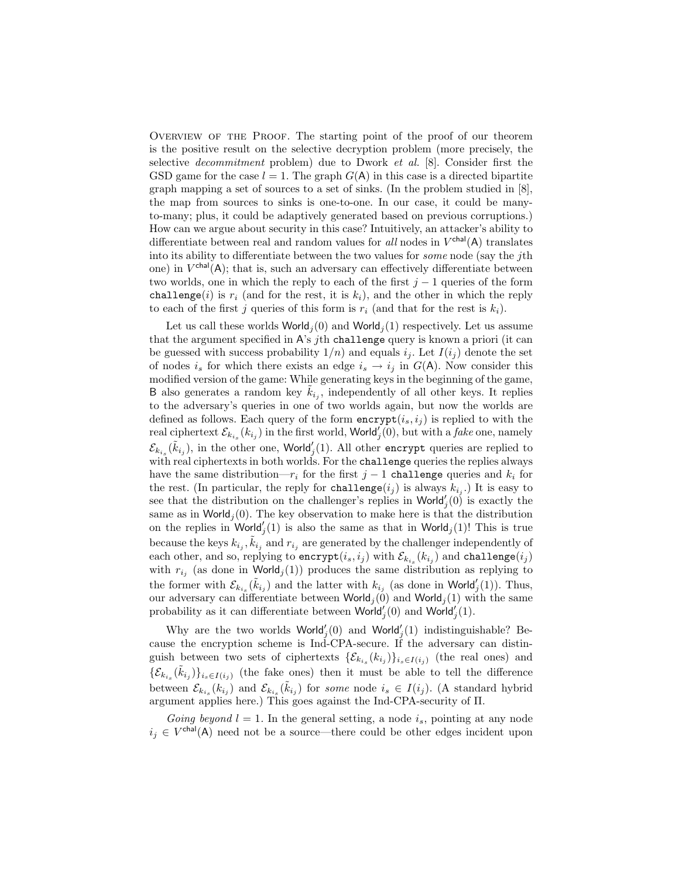Overview of the Proof. The starting point of the proof of our theorem is the positive result on the selective decryption problem (more precisely, the selective *decommitment* problem) due to Dwork *et al.* [8]. Consider first the GSD game for the case $l = 1$. The graph $G(\mathsf{A})$ in this case is a directed bipartite graph mapping a set of sources to a set of sinks. (In the problem studied in [8], the map from sources to sinks is one-to-one. In our case, it could be many-to-many; plus, it could be adaptively generated based on previous corruptions.) How can we argue about security in this case? Intuitively, an attacker's ability to differentiate between real and random values for *all* nodes in $V^{\mathsf{chal}}(\mathsf{A})$ translates into its ability to differentiate between the two values for *some* node (say the $j$th one) in $V^{\mathsf{chal}}(\mathsf{A})$; that is, such an adversary can effectively differentiate between two worlds, one in which the reply to each of the first $j-1$ queries of the form $\mathtt{challenge}(i)$ is $r_i$ (and for the rest, it is $k_i$), and the other in which the reply to each of the first $j$ queries of this form is $r_i$ (and that for the rest is $k_i$).

Let us call these worlds $\mathsf{World}_j(0)$ and $\mathsf{World}_j(1)$ respectively. Let us assume that the argument specified in $\mathsf{A}$'s $j$th $\mathtt{challenge}$ query is known a priori (it can be guessed with success probability $1/n$) and equals $i_j$. Let $I(i_j)$ denote the set of nodes $i_s$ for which there exists an edge $i_s \to i_j$ in $G(\mathsf{A})$. Now consider this modified version of the game: While generating keys in the beginning of the game, $\mathsf{B}$ also generates a random key $\tilde{k}_{i_j}$, independently of all other keys. It replies to the adversary's queries in one of two worlds again, but now the worlds are defined as follows. Each query of the form $\mathtt{encrypt}(i_s, i_j)$ is replied to with the real ciphertext $\mathcal{E}_{k_{i_s}}(k_{i_j})$ in the first world, $\mathsf{World}'_j(0)$, but with a *fake* one, namely $\mathcal{E}_{k_{i_s}}(\tilde{k}_{i_j})$, in the other one, $\mathsf{World}'_j(1)$. All other $\mathtt{encrypt}$ queries are replied to with real ciphertexts in both worlds. For the $\mathtt{challenge}$ queries the replies always have the same distribution—$r_i$ for the first $j-1$ $\mathtt{challenge}$ queries and $k_i$ for the rest. (In particular, the reply for $\mathtt{challenge}(i_j)$ is always $k_{i_j}$.) It is easy to see that the distribution on the challenger's replies in $\mathsf{World}'_j(0)$ is exactly the same as in $\mathsf{World}_j(0)$. The key observation to make here is that the distribution on the replies in $\mathsf{World}'_j(1)$ is also the same as that in $\mathsf{World}_j(1)$! This is true because the keys $k_{i_j}, \tilde{k}_{i_j}$ and $r_{i_j}$ are generated by the challenger independently of each other, and so, replying to $\mathtt{encrypt}(i_s, i_j)$ with $\mathcal{E}_{k_{i_s}}(k_{i_j})$ and $\mathtt{challenge}(i_j)$ with $r_{i_j}$ (as done in $\mathsf{World}_j(1)$) produces the same distribution as replying to the former with $\mathcal{E}_{k_{i_s}}(\tilde{k}_{i_j})$ and the latter with $k_{i_j}$ (as done in $\mathsf{World}'_j(1)$). Thus, our adversary can differentiate between $\mathsf{World}_j(0)$ and $\mathsf{World}_j(1)$ with the same probability as it can differentiate between $\mathsf{World}'_j(0)$ and $\mathsf{World}'_j(1)$.

Why are the two worlds $\mathsf{World}'_j(0)$ and $\mathsf{World}'_j(1)$ indistinguishable? Because the encryption scheme is Ind-CPA-secure. If the adversary can distinguish between two sets of ciphertexts $\{\mathcal{E}_{k_{i_s}}(k_{i_j})\}_{i_s \in I(i_j)}$ (the real ones) and $\{\mathcal{E}_{k_{i_s}}(\tilde{k}_{i_j})\}_{i_s \in I(i_j)}$ (the fake ones) then it must be able to tell the difference between $\mathcal{E}_{k_{i_s}}(k_{i_j})$ and $\mathcal{E}_{k_{i_s}}(\tilde{k}_{i_j})$ for *some* node $i_s \in I(i_j)$. (A standard hybrid argument applies here.) This goes against the Ind-CPA-security of $\Pi$.

*Going beyond* $l = 1$. In the general setting, a node $i_s$, pointing at any node $i_j \in V^{\mathsf{chal}}(\mathsf{A})$ need not be a source—there could be other edges incident upon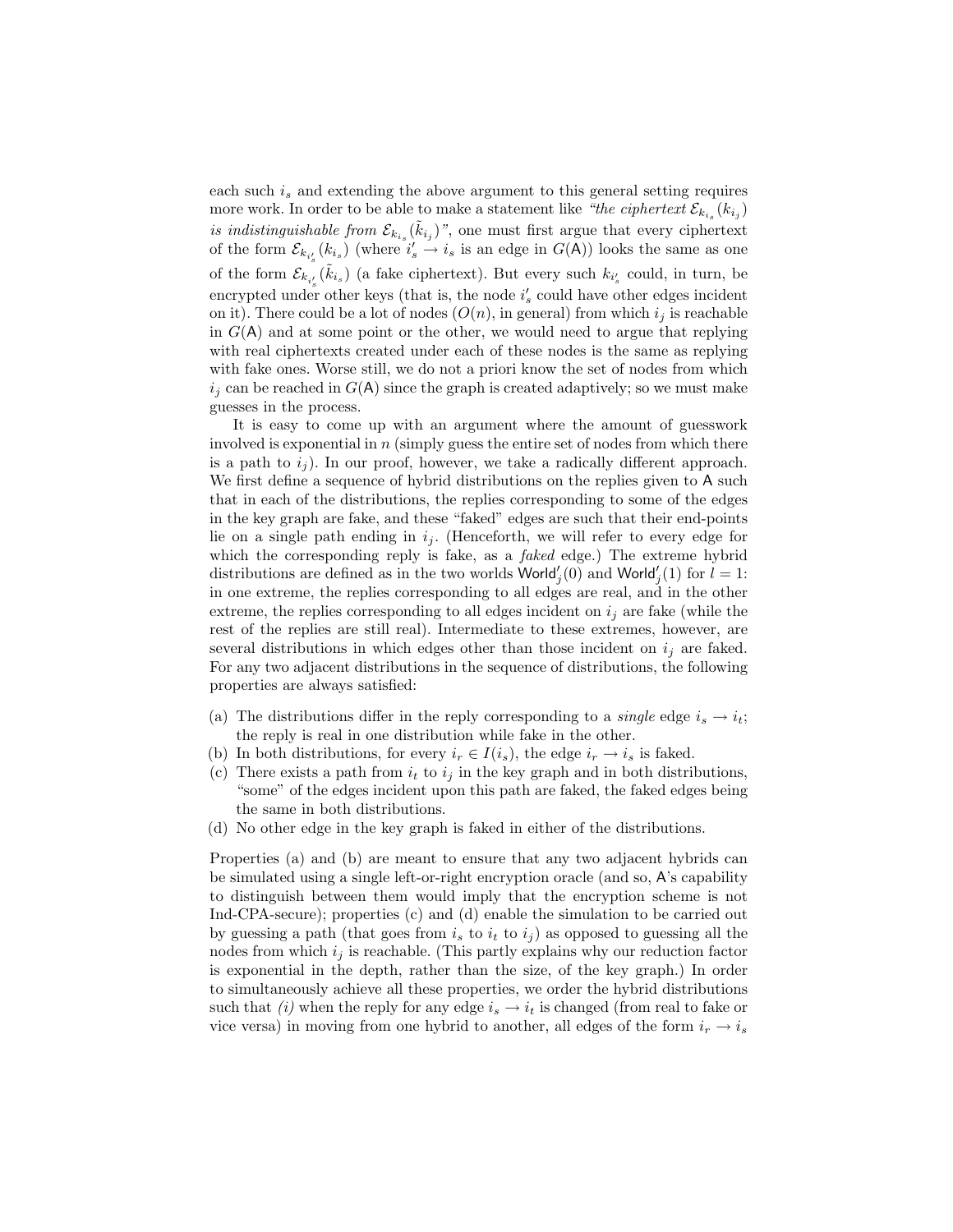each such $i_s$ and extending the above argument to this general setting requires more work. In order to be able to make a statement like *"the ciphertext $\mathcal{E}_{k_{i_s}}(k_{i_j})$ is indistinguishable from $\mathcal{E}_{k_{i_s}}(\tilde{k}_{i_j})$"*, one must first argue that every ciphertext of the form $\mathcal{E}_{k_{i'_s}}(k_{i_s})$ (where $i'_s \to i_s$ is an edge in $G(\mathsf{A})$) looks the same as one of the form $\mathcal{E}_{k_{i'_s}}(\tilde{k}_{i_s})$ (a fake ciphertext). But every such $k_{i'_s}$ could, in turn, be encrypted under other keys (that is, the node $i'_s$ could have other edges incident on it). There could be a lot of nodes ($O(n)$, in general) from which $i_j$ is reachable in $G(\mathsf{A})$ and at some point or the other, we would need to argue that replying with real ciphertexts created under each of these nodes is the same as replying with fake ones. Worse still, we do not a priori know the set of nodes from which $i_j$ can be reached in $G(\mathsf{A})$ since the graph is created adaptively; so we must make guesses in the process.

It is easy to come up with an argument where the amount of guesswork involved is exponential in $n$ (simply guess the entire set of nodes from which there is a path to $i_j$). In our proof, however, we take a radically different approach. We first define a sequence of hybrid distributions on the replies given to $\mathsf{A}$ such that in each of the distributions, the replies corresponding to some of the edges in the key graph are fake, and these "faked" edges are such that their end-points lie on a single path ending in $i_j$. (Henceforth, we will refer to every edge for which the corresponding reply is fake, as a *faked* edge.) The extreme hybrid distributions are defined as in the two worlds $\mathsf{World}'_j(0)$ and $\mathsf{World}'_j(1)$ for $l = 1$: in one extreme, the replies corresponding to all edges are real, and in the other extreme, the replies corresponding to all edges incident on $i_j$ are fake (while the rest of the replies are still real). Intermediate to these extremes, however, are several distributions in which edges other than those incident on $i_j$ are faked. For any two adjacent distributions in the sequence of distributions, the following properties are always satisfied:

(a) The distributions differ in the reply corresponding to a *single* edge $i_s \to i_t$; the reply is real in one distribution while fake in the other.
(b) In both distributions, for every $i_r \in I(i_s)$, the edge $i_r \to i_s$ is faked.
(c) There exists a path from $i_t$ to $i_j$ in the key graph and in both distributions, "some" of the edges incident upon this path are faked, the faked edges being the same in both distributions.
(d) No other edge in the key graph is faked in either of the distributions.

Properties (a) and (b) are meant to ensure that any two adjacent hybrids can be simulated using a single left-or-right encryption oracle (and so, $\mathsf{A}$'s capability to distinguish between them would imply that the encryption scheme is not Ind-CPA-secure); properties (c) and (d) enable the simulation to be carried out by guessing a path (that goes from $i_s$ to $i_t$ to $i_j$) as opposed to guessing all the nodes from which $i_j$ is reachable. (This partly explains why our reduction factor is exponential in the depth, rather than the size, of the key graph.) In order to simultaneously achieve all these properties, we order the hybrid distributions such that *(i)* when the reply for any edge $i_s \to i_t$ is changed (from real to fake or vice versa) in moving from one hybrid to another, all edges of the form $i_r \to i_s$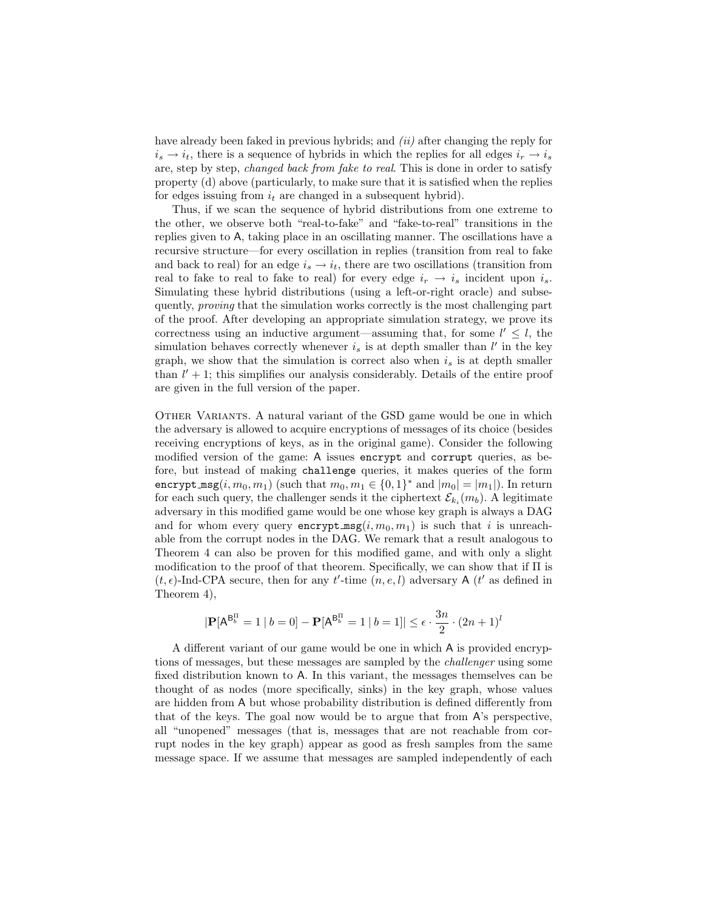have already been faked in previous hybrids; and *(ii)* after changing the reply for $i_s \to i_t$, there is a sequence of hybrids in which the replies for all edges $i_r \to i_s$ are, step by step, *changed back from fake to real*. This is done in order to satisfy property (d) above (particularly, to make sure that it is satisfied when the replies for edges issuing from $i_t$ are changed in a subsequent hybrid).

Thus, if we scan the sequence of hybrid distributions from one extreme to the other, we observe both "real-to-fake" and "fake-to-real" transitions in the replies given to A, taking place in an oscillating manner. The oscillations have a recursive structure—for every oscillation in replies (transition from real to fake and back to real) for an edge $i_s \to i_t$, there are two oscillations (transition from real to fake to real to fake to real) for every edge $i_r \to i_s$ incident upon $i_s$. Simulating these hybrid distributions (using a left-or-right oracle) and subsequently, *proving* that the simulation works correctly is the most challenging part of the proof. After developing an appropriate simulation strategy, we prove its correctness using an inductive argument—assuming that, for some $l' \leq l$, the simulation behaves correctly whenever $i_s$ is at depth smaller than $l'$ in the key graph, we show that the simulation is correct also when $i_s$ is at depth smaller than $l' + 1$; this simplifies our analysis considerably. Details of the entire proof are given in the full version of the paper.

Other Variants. A natural variant of the GSD game would be one in which the adversary is allowed to acquire encryptions of messages of its choice (besides receiving encryptions of keys, as in the original game). Consider the following modified version of the game: A issues `encrypt` and `corrupt` queries, as before, but instead of making `challenge` queries, it makes queries of the form `encrypt_msg`$(i, m_0, m_1)$ (such that $m_0, m_1 \in \{0,1\}^*$ and $|m_0| = |m_1|$). In return for each such query, the challenger sends it the ciphertext $\mathcal{E}_{k_i}(m_b)$. A legitimate adversary in this modified game would be one whose key graph is always a DAG and for whom every query `encrypt_msg`$(i, m_0, m_1)$ is such that $i$ is unreachable from the corrupt nodes in the DAG. We remark that a result analogous to Theorem 4 can also be proven for this modified game, and with only a slight modification to the proof of that theorem. Specifically, we can show that if $\Pi$ is $(t, \epsilon)$-Ind-CPA secure, then for any $t'$-time $(n, e, l)$ adversary A ($t'$ as defined in Theorem 4),

$$|\mathbf{P}[\mathsf{A}^{\mathsf{B}_b^{\Pi}} = 1 \mid b = 0] - \mathbf{P}[\mathsf{A}^{\mathsf{B}_b^{\Pi}} = 1 \mid b = 1]| \leq \epsilon \cdot \frac{3n}{2} \cdot (2n+1)^l$$

A different variant of our game would be one in which A is provided encryptions of messages, but these messages are sampled by the *challenger* using some fixed distribution known to A. In this variant, the messages themselves can be thought of as nodes (more specifically, sinks) in the key graph, whose values are hidden from A but whose probability distribution is defined differently from that of the keys. The goal now would be to argue that from A's perspective, all "unopened" messages (that is, messages that are not reachable from corrupt nodes in the key graph) appear as good as fresh samples from the same message space. If we assume that messages are sampled independently of each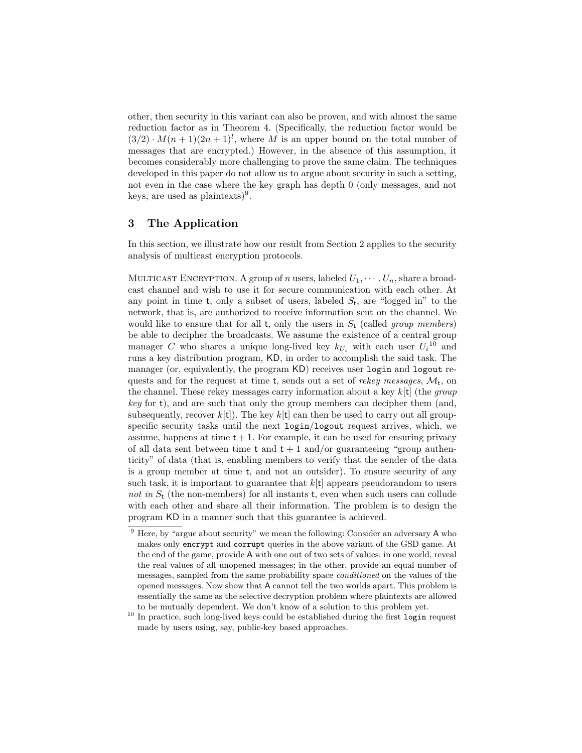other, then security in this variant can also be proven, and with almost the same reduction factor as in Theorem 4. (Specifically, the reduction factor would be $(3/2) \cdot M(n+1)(2n+1)^l$, where $M$ is an upper bound on the total number of messages that are encrypted.) However, in the absence of this assumption, it becomes considerably more challenging to prove the same claim. The techniques developed in this paper do not allow us to argue about security in such a setting, not even in the case where the key graph has depth 0 (only messages, and not keys, are used as plaintexts)[9].

## 3 The Application

In this section, we illustrate how our result from Section 2 applies to the security analysis of multicast encryption protocols.

Multicast Encryption. A group of $n$ users, labeled $U_1, \cdots, U_n$, share a broadcast channel and wish to use it for secure communication with each other. At any point in time $\mathsf{t}$, only a subset of users, labeled $S_\mathsf{t}$, are "logged in" to the network, that is, are authorized to receive information sent on the channel. We would like to ensure that for all $\mathsf{t}$, only the users in $S_\mathsf{t}$ (called *group members*) be able to decipher the broadcasts. We assume the existence of a central group manager $C$ who shares a unique long-lived key $k_{U_i}$ with each user $U_i$[10] and runs a key distribution program, KD, in order to accomplish the said task. The manager (or, equivalently, the program KD) receives user `login` and `logout` requests and for the request at time $\mathsf{t}$, sends out a set of *rekey messages*, $\mathcal{M}_\mathsf{t}$, on the channel. These rekey messages carry information about a key $k[\mathsf{t}]$ (the *group key* for $\mathsf{t}$), and are such that only the group members can decipher them (and, subsequently, recover $k[\mathsf{t}]$). The key $k[\mathsf{t}]$ can then be used to carry out all group-specific security tasks until the next `login`/`logout` request arrives, which, we assume, happens at time $\mathsf{t}+1$. For example, it can be used for ensuring privacy of all data sent between time $\mathsf{t}$ and $\mathsf{t}+1$ and/or guaranteeing "group authenticity" of data (that is, enabling members to verify that the sender of the data is a group member at time $\mathsf{t}$, and not an outsider). To ensure security of any such task, it is important to guarantee that $k[\mathsf{t}]$ appears pseudorandom to users *not in* $S_\mathsf{t}$ (the non-members) for all instants $\mathsf{t}$, even when such users can collude with each other and share all their information. The problem is to design the program KD in a manner such that this guarantee is achieved.

---

[9] Here, by "argue about security" we mean the following: Consider an adversary A who makes only `encrypt` and `corrupt` queries in the above variant of the GSD game. At the end of the game, provide A with one out of two sets of values: in one world, reveal the real values of all unopened messages; in the other, provide an equal number of messages, sampled from the same probability space *conditioned* on the values of the opened messages. Now show that A cannot tell the two worlds apart. This problem is essentially the same as the selective decryption problem where plaintexts are allowed to be mutually dependent. We don't know of a solution to this problem yet.

[10] In practice, such long-lived keys could be established during the first `login` request made by users using, say, public-key based approaches.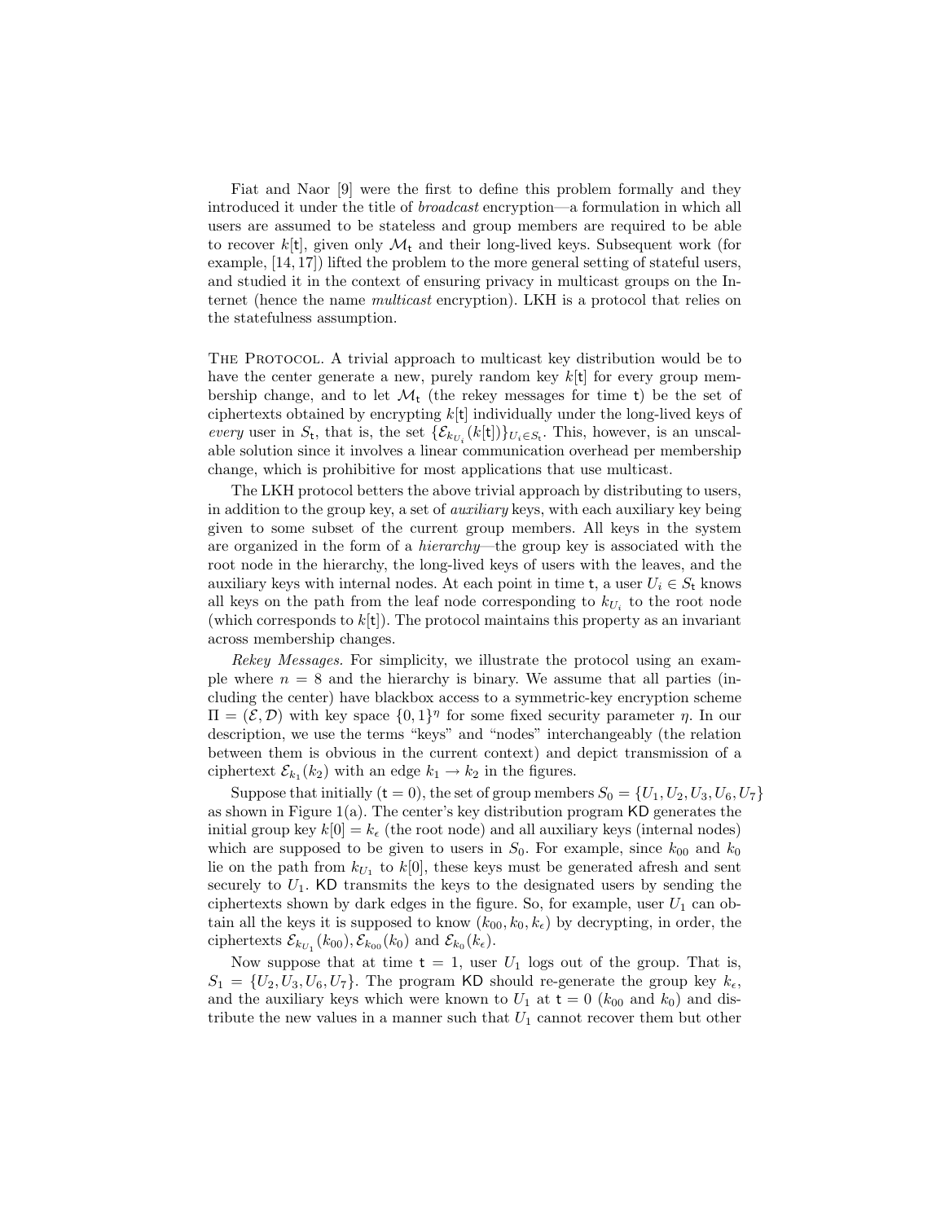Fiat and Naor [9] were the first to define this problem formally and they introduced it under the title of *broadcast* encryption—a formulation in which all users are assumed to be stateless and group members are required to be able to recover $k[\mathsf{t}]$, given only $\mathcal{M}_\mathsf{t}$ and their long-lived keys. Subsequent work (for example, [14, 17]) lifted the problem to the more general setting of stateful users, and studied it in the context of ensuring privacy in multicast groups on the Internet (hence the name *multicast* encryption). LKH is a protocol that relies on the statefulness assumption.

**The Protocol.** A trivial approach to multicast key distribution would be to have the center generate a new, purely random key $k[\mathsf{t}]$ for every group membership change, and to let $\mathcal{M}_\mathsf{t}$ (the rekey messages for time $\mathsf{t}$) be the set of ciphertexts obtained by encrypting $k[\mathsf{t}]$ individually under the long-lived keys of *every* user in $S_\mathsf{t}$, that is, the set $\{\mathcal{E}_{k_{U_i}}(k[\mathsf{t}])\}_{U_i \in S_\mathsf{t}}$. This, however, is an unscalable solution since it involves a linear communication overhead per membership change, which is prohibitive for most applications that use multicast.

The LKH protocol betters the above trivial approach by distributing to users, in addition to the group key, a set of *auxiliary* keys, with each auxiliary key being given to some subset of the current group members. All keys in the system are organized in the form of a *hierarchy*—the group key is associated with the root node in the hierarchy, the long-lived keys of users with the leaves, and the auxiliary keys with internal nodes. At each point in time $\mathsf{t}$, a user $U_i \in S_\mathsf{t}$ knows all keys on the path from the leaf node corresponding to $k_{U_i}$ to the root node (which corresponds to $k[\mathsf{t}]$). The protocol maintains this property as an invariant across membership changes.

*Rekey Messages.* For simplicity, we illustrate the protocol using an example where $n = 8$ and the hierarchy is binary. We assume that all parties (including the center) have blackbox access to a symmetric-key encryption scheme $\Pi = (\mathcal{E}, \mathcal{D})$ with key space $\{0,1\}^\eta$ for some fixed security parameter $\eta$. In our description, we use the terms "keys" and "nodes" interchangeably (the relation between them is obvious in the current context) and depict transmission of a ciphertext $\mathcal{E}_{k_1}(k_2)$ with an edge $k_1 \rightarrow k_2$ in the figures.

Suppose that initially ($\mathsf{t} = 0$), the set of group members $S_0 = \{U_1, U_2, U_3, U_6, U_7\}$ as shown in Figure 1(a). The center's key distribution program $\mathsf{KD}$ generates the initial group key $k[0] = k_\epsilon$ (the root node) and all auxiliary keys (internal nodes) which are supposed to be given to users in $S_0$. For example, since $k_{00}$ and $k_0$ lie on the path from $k_{U_1}$ to $k[0]$, these keys must be generated afresh and sent securely to $U_1$. $\mathsf{KD}$ transmits the keys to the designated users by sending the ciphertexts shown by dark edges in the figure. So, for example, user $U_1$ can obtain all the keys it is supposed to know $(k_{00}, k_0, k_\epsilon)$ by decrypting, in order, the ciphertexts $\mathcal{E}_{k_{U_1}}(k_{00}), \mathcal{E}_{k_{00}}(k_0)$ and $\mathcal{E}_{k_0}(k_\epsilon)$.

Now suppose that at time $\mathsf{t} = 1$, user $U_1$ logs out of the group. That is, $S_1 = \{U_2, U_3, U_6, U_7\}$. The program $\mathsf{KD}$ should re-generate the group key $k_\epsilon$, and the auxiliary keys which were known to $U_1$ at $\mathsf{t} = 0$ ($k_{00}$ and $k_0$) and distribute the new values in a manner such that $U_1$ cannot recover them but other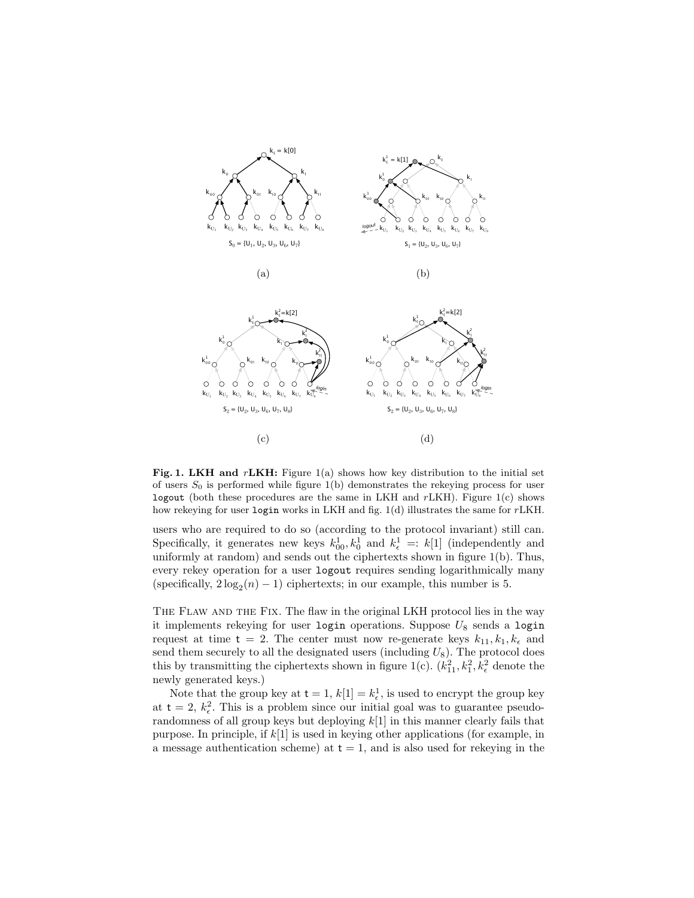**Fig. 1. LKH and $r$LKH:** Figure 1(a) shows how key distribution to the initial set of users $S_0$ is performed while figure 1(b) demonstrates the rekeying process for user `logout` (both these procedures are the same in LKH and $r$LKH). Figure 1(c) shows how rekeying for user `login` works in LKH and fig. 1(d) illustrates the same for $r$LKH.

users who are required to do so (according to the protocol invariant) still can. Specifically, it generates new keys $k_{00}^1, k_0^1$ and $k_\epsilon^1 =: k[1]$ (independently and uniformly at random) and sends out the ciphertexts shown in figure 1(b). Thus, every rekey operation for a user `logout` requires sending logarithmically many (specifically, $2\log_2(n) - 1$) ciphertexts; in our example, this number is 5.

THE FLAW AND THE FIX. The flaw in the original LKH protocol lies in the way it implements rekeying for user `login` operations. Suppose $U_8$ sends a `login` request at time $\mathtt{t} = 2$. The center must now re-generate keys $k_{11}, k_1, k_\epsilon$ and send them securely to all the designated users (including $U_8$). The protocol does this by transmitting the ciphertexts shown in figure 1(c). ($k_{11}^2, k_1^2, k_\epsilon^2$ denote the newly generated keys.)

Note that the group key at $\mathtt{t} = 1$, $k[1] = k_\epsilon^1$, is used to encrypt the group key at $\mathtt{t} = 2$, $k_\epsilon^2$. This is a problem since our initial goal was to guarantee pseudorandomness of all group keys but deploying $k[1]$ in this manner clearly fails that purpose. In principle, if $k[1]$ is used in keying other applications (for example, in a message authentication scheme) at $\mathtt{t} = 1$, and is also used for rekeying in the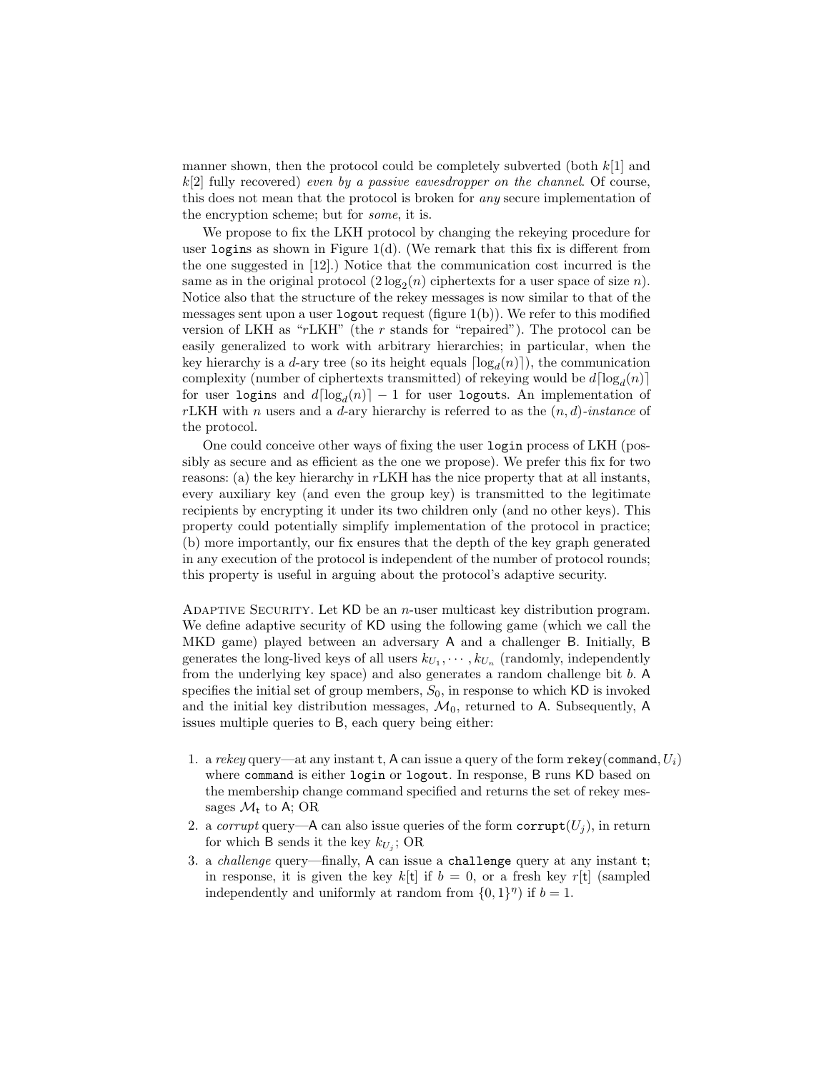manner shown, then the protocol could be completely subverted (both $k[1]$ and $k[2]$ fully recovered) *even by a passive eavesdropper on the channel*. Of course, this does not mean that the protocol is broken for *any* secure implementation of the encryption scheme; but for *some*, it is.

We propose to fix the LKH protocol by changing the rekeying procedure for user `login`s as shown in Figure 1(d). (We remark that this fix is different from the one suggested in [12].) Notice that the communication cost incurred is the same as in the original protocol ($2\log_2(n)$ ciphertexts for a user space of size $n$). Notice also that the structure of the rekey messages is now similar to that of the messages sent upon a user `logout` request (figure 1(b)). We refer to this modified version of LKH as "$r$LKH" (the $r$ stands for "repaired"). The protocol can be easily generalized to work with arbitrary hierarchies; in particular, when the key hierarchy is a $d$-ary tree (so its height equals $\lceil \log_d(n) \rceil$), the communication complexity (number of ciphertexts transmitted) of rekeying would be $d\lceil \log_d(n) \rceil$ for user `login`s and $d\lceil \log_d(n) \rceil - 1$ for user `logout`s. An implementation of $r$LKH with $n$ users and a $d$-ary hierarchy is referred to as the *$(n, d)$-instance* of the protocol.

One could conceive other ways of fixing the user `login` process of LKH (possibly as secure and as efficient as the one we propose). We prefer this fix for two reasons: (a) the key hierarchy in $r$LKH has the nice property that at all instants, every auxiliary key (and even the group key) is transmitted to the legitimate recipients by encrypting it under its two children only (and no other keys). This property could potentially simplify implementation of the protocol in practice; (b) more importantly, our fix ensures that the depth of the key graph generated in any execution of the protocol is independent of the number of protocol rounds; this property is useful in arguing about the protocol's adaptive security.

Adaptive Security. Let KD be an $n$-user multicast key distribution program. We define adaptive security of KD using the following game (which we call the MKD game) played between an adversary A and a challenger B. Initially, B generates the long-lived keys of all users $k_{U_1}, \cdots, k_{U_n}$ (randomly, independently from the underlying key space) and also generates a random challenge bit $b$. A specifies the initial set of group members, $S_0$, in response to which KD is invoked and the initial key distribution messages, $\mathcal{M}_0$, returned to A. Subsequently, A issues multiple queries to B, each query being either:

1. a *rekey* query—at any instant t, A can issue a query of the form `rekey(command,` $U_i$`)` where `command` is either `login` or `logout`. In response, B runs KD based on the membership change command specified and returns the set of rekey messages $\mathcal{M}_\mathsf{t}$ to A; OR
2. a *corrupt* query—A can also issue queries of the form `corrupt(`$U_j$`)`, in return for which B sends it the key $k_{U_j}$; OR
3. a *challenge* query—finally, A can issue a `challenge` query at any instant t; in response, it is given the key $k[\mathsf{t}]$ if $b = 0$, or a fresh key $r[\mathsf{t}]$ (sampled independently and uniformly at random from $\{0,1\}^\eta$) if $b = 1$.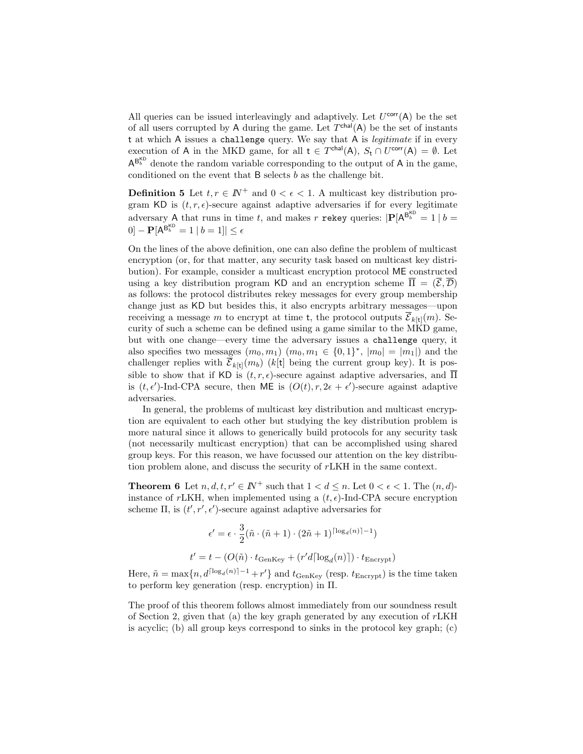All queries can be issued interleavingly and adaptively. Let $U^{\mathsf{corr}}(\mathsf{A})$ be the set of all users corrupted by $\mathsf{A}$ during the game. Let $T^{\mathsf{chal}}(\mathsf{A})$ be the set of instants $\mathsf{t}$ at which $\mathsf{A}$ issues a `challenge` query. We say that $\mathsf{A}$ is *legitimate* if in every execution of $\mathsf{A}$ in the MKD game, for all $\mathsf{t} \in T^{\mathsf{chal}}(\mathsf{A})$, $S_{\mathsf{t}} \cap U^{\mathsf{corr}}(\mathsf{A}) = \emptyset$. Let $\mathsf{A}^{\mathsf{B}_b^{\mathsf{KD}}}$ denote the random variable corresponding to the output of $\mathsf{A}$ in the game, conditioned on the event that $\mathsf{B}$ selects $b$ as the challenge bit.

**Definition 5** Let $t, r \in \mathbb{N}^+$ and $0 < \epsilon < 1$. A multicast key distribution program $\mathsf{KD}$ is $(t, r, \epsilon)$-secure against adaptive adversaries if for every legitimate adversary $\mathsf{A}$ that runs in time $t$, and makes $r$ `rekey` queries: $|\mathbf{P}[\mathsf{A}^{\mathsf{B}_b^{\mathsf{KD}}} = 1 \mid b = 0] - \mathbf{P}[\mathsf{A}^{\mathsf{B}_b^{\mathsf{KD}}} = 1 \mid b = 1]| \leq \epsilon$

On the lines of the above definition, one can also define the problem of multicast encryption (or, for that matter, any security task based on multicast key distribution). For example, consider a multicast encryption protocol $\mathsf{ME}$ constructed using a key distribution program $\mathsf{KD}$ and an encryption scheme $\overline{\Pi} = (\overline{\mathcal{E}}, \overline{\mathcal{D}})$ as follows: the protocol distributes rekey messages for every group membership change just as $\mathsf{KD}$ but besides this, it also encrypts arbitrary messages—upon receiving a message $m$ to encrypt at time $\mathsf{t}$, the protocol outputs $\overline{\mathcal{E}}_{k[\mathsf{t}]}(m)$. Security of such a scheme can be defined using a game similar to the MKD game, but with one change—every time the adversary issues a `challenge` query, it also specifies two messages $(m_0, m_1)$ $(m_0, m_1 \in \{0,1\}^*, |m_0| = |m_1|)$ and the challenger replies with $\overline{\mathcal{E}}_{k[\mathsf{t}]}(m_b)$ ($k[\mathsf{t}]$ being the current group key). It is possible to show that if $\mathsf{KD}$ is $(t, r, \epsilon)$-secure against adaptive adversaries, and $\overline{\Pi}$ is $(t, \epsilon')$-Ind-CPA secure, then $\mathsf{ME}$ is $(O(t), r, 2\epsilon + \epsilon')$-secure against adaptive adversaries.

In general, the problems of multicast key distribution and multicast encryption are equivalent to each other but studying the key distribution problem is more natural since it allows to generically build protocols for any security task (not necessarily multicast encryption) that can be accomplished using shared group keys. For this reason, we have focussed our attention on the key distribution problem alone, and discuss the security of $r$LKH in the same context.

**Theorem 6** Let $n, d, t, r' \in \mathbb{N}^+$ such that $1 < d \leq n$. Let $0 < \epsilon < 1$. The $(n, d)$-instance of $r$LKH, when implemented using a $(t, \epsilon)$-Ind-CPA secure encryption scheme $\Pi$, is $(t', r', \epsilon')$-secure against adaptive adversaries for

$$\epsilon' = \epsilon \cdot \frac{3}{2}(\tilde{n} \cdot (\tilde{n}+1) \cdot (2\tilde{n}+1)^{\lceil \log_d(n) \rceil - 1})$$

$$t' = t - (O(\tilde{n}) \cdot t_{\text{GenKey}} + (r' d \lceil \log_d(n) \rceil) \cdot t_{\text{Encrypt}})$$

Here, $\tilde{n} = \max\{n, d^{\lceil \log_d(n) \rceil - 1} + r'\}$ and $t_{\text{GenKey}}$ (resp. $t_{\text{Encrypt}}$) is the time taken to perform key generation (resp. encryption) in $\Pi$.

The proof of this theorem follows almost immediately from our soundness result of Section 2, given that (a) the key graph generated by any execution of $r$LKH is acyclic; (b) all group keys correspond to sinks in the protocol key graph; (c)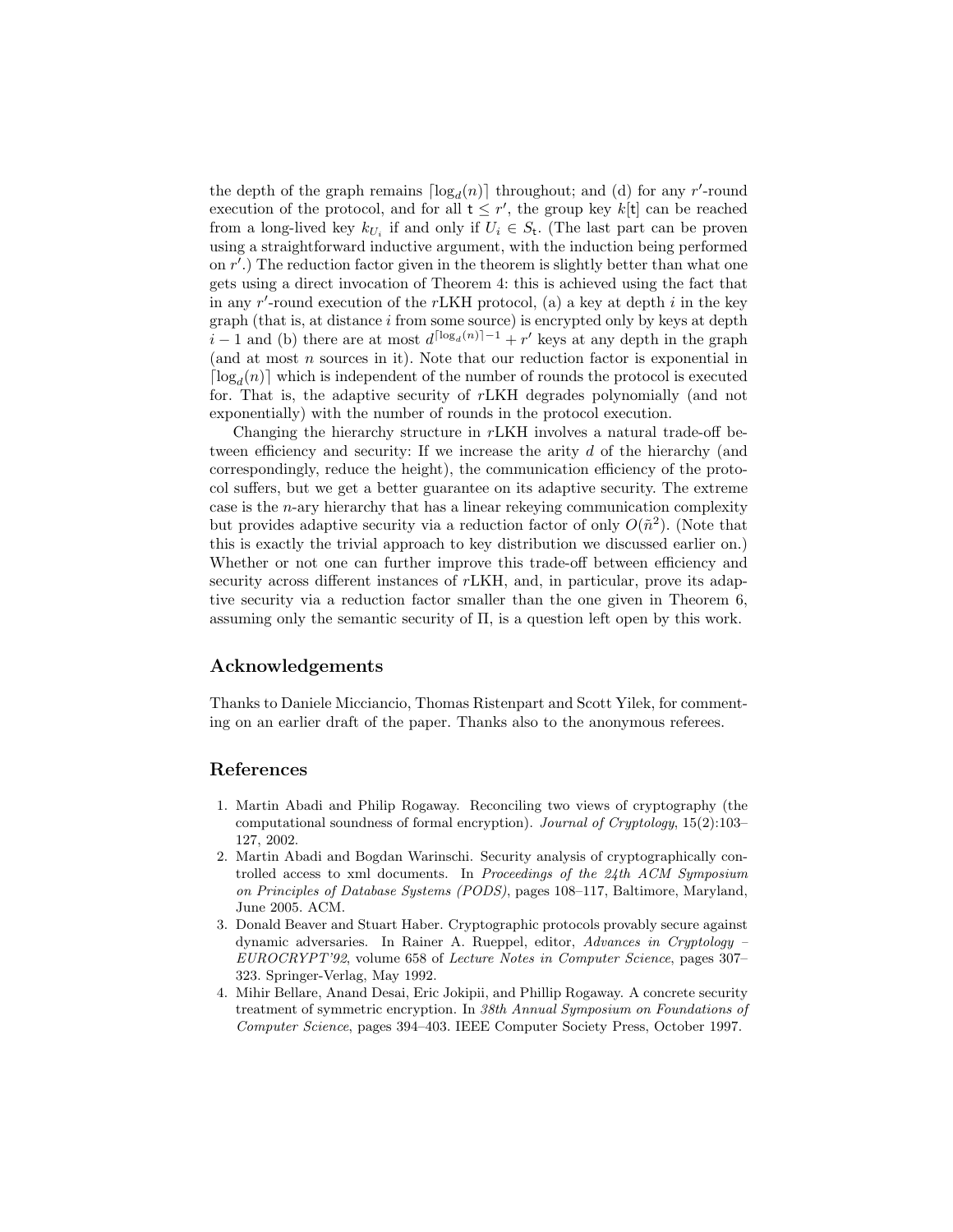the depth of the graph remains $\lceil \log_d(n) \rceil$ throughout; and (d) for any $r'$-round execution of the protocol, and for all $\mathsf{t} \leq r'$, the group key $k[\mathsf{t}]$ can be reached from a long-lived key $k_{U_i}$ if and only if $U_i \in S_{\mathsf{t}}$. (The last part can be proven using a straightforward inductive argument, with the induction being performed on $r'$.) The reduction factor given in the theorem is slightly better than what one gets using a direct invocation of Theorem 4: this is achieved using the fact that in any $r'$-round execution of the $r$LKH protocol, (a) a key at depth $i$ in the key graph (that is, at distance $i$ from some source) is encrypted only by keys at depth $i-1$ and (b) there are at most $d^{\lceil \log_d(n) \rceil - 1} + r'$ keys at any depth in the graph (and at most $n$ sources in it). Note that our reduction factor is exponential in $\lceil \log_d(n) \rceil$ which is independent of the number of rounds the protocol is executed for. That is, the adaptive security of $r$LKH degrades polynomially (and not exponentially) with the number of rounds in the protocol execution.

Changing the hierarchy structure in $r$LKH involves a natural trade-off between efficiency and security: If we increase the arity $d$ of the hierarchy (and correspondingly, reduce the height), the communication efficiency of the protocol suffers, but we get a better guarantee on its adaptive security. The extreme case is the $n$-ary hierarchy that has a linear rekeying communication complexity but provides adaptive security via a reduction factor of only $O(\tilde{n}^2)$. (Note that this is exactly the trivial approach to key distribution we discussed earlier on.) Whether or not one can further improve this trade-off between efficiency and security across different instances of $r$LKH, and, in particular, prove its adaptive security via a reduction factor smaller than the one given in Theorem 6, assuming only the semantic security of $\Pi$, is a question left open by this work.

## Acknowledgements

Thanks to Daniele Micciancio, Thomas Ristenpart and Scott Yilek, for commenting on an earlier draft of the paper. Thanks also to the anonymous referees.

## References

1. Martin Abadi and Philip Rogaway. Reconciling two views of cryptography (the computational soundness of formal encryption). *Journal of Cryptology*, 15(2):103–127, 2002.
2. Martin Abadi and Bogdan Warinschi. Security analysis of cryptographically controlled access to xml documents. In *Proceedings of the 24th ACM Symposium on Principles of Database Systems (PODS)*, pages 108–117, Baltimore, Maryland, June 2005. ACM.
3. Donald Beaver and Stuart Haber. Cryptographic protocols provably secure against dynamic adversaries. In Rainer A. Rueppel, editor, *Advances in Cryptology – EUROCRYPT'92*, volume 658 of *Lecture Notes in Computer Science*, pages 307–323. Springer-Verlag, May 1992.
4. Mihir Bellare, Anand Desai, Eric Jokipii, and Phillip Rogaway. A concrete security treatment of symmetric encryption. In *38th Annual Symposium on Foundations of Computer Science*, pages 394–403. IEEE Computer Society Press, October 1997.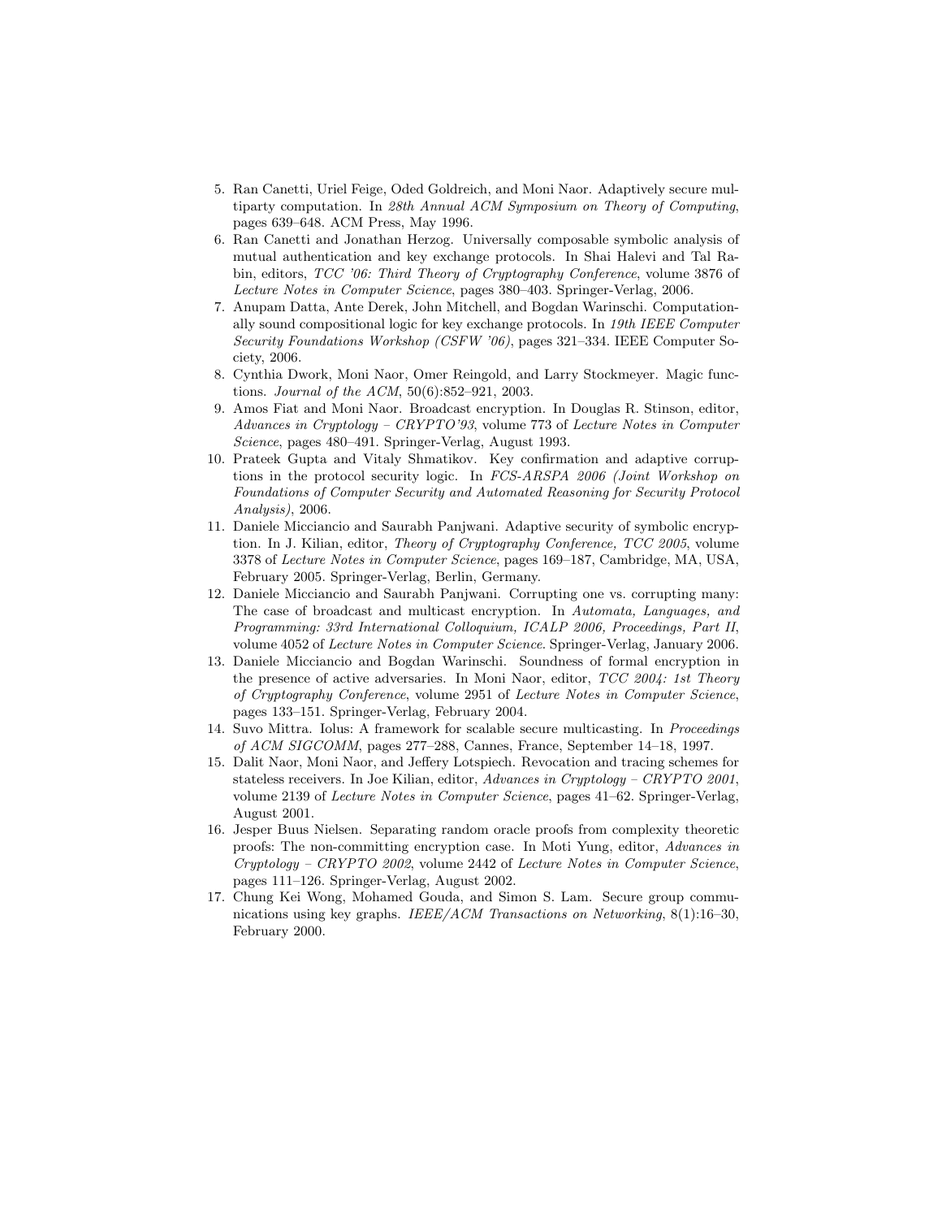5. Ran Canetti, Uriel Feige, Oded Goldreich, and Moni Naor. Adaptively secure multiparty computation. In *28th Annual ACM Symposium on Theory of Computing*, pages 639–648. ACM Press, May 1996.
6. Ran Canetti and Jonathan Herzog. Universally composable symbolic analysis of mutual authentication and key exchange protocols. In Shai Halevi and Tal Rabin, editors, *TCC '06: Third Theory of Cryptography Conference*, volume 3876 of *Lecture Notes in Computer Science*, pages 380–403. Springer-Verlag, 2006.
7. Anupam Datta, Ante Derek, John Mitchell, and Bogdan Warinschi. Computationally sound compositional logic for key exchange protocols. In *19th IEEE Computer Security Foundations Workshop (CSFW '06)*, pages 321–334. IEEE Computer Society, 2006.
8. Cynthia Dwork, Moni Naor, Omer Reingold, and Larry Stockmeyer. Magic functions. *Journal of the ACM*, 50(6):852–921, 2003.
9. Amos Fiat and Moni Naor. Broadcast encryption. In Douglas R. Stinson, editor, *Advances in Cryptology – CRYPTO'93*, volume 773 of *Lecture Notes in Computer Science*, pages 480–491. Springer-Verlag, August 1993.
10. Prateek Gupta and Vitaly Shmatikov. Key confirmation and adaptive corruptions in the protocol security logic. In *FCS-ARSPA 2006 (Joint Workshop on Foundations of Computer Security and Automated Reasoning for Security Protocol Analysis)*, 2006.
11. Daniele Micciancio and Saurabh Panjwani. Adaptive security of symbolic encryption. In J. Kilian, editor, *Theory of Cryptography Conference, TCC 2005*, volume 3378 of *Lecture Notes in Computer Science*, pages 169–187, Cambridge, MA, USA, February 2005. Springer-Verlag, Berlin, Germany.
12. Daniele Micciancio and Saurabh Panjwani. Corrupting one vs. corrupting many: The case of broadcast and multicast encryption. In *Automata, Languages, and Programming: 33rd International Colloquium, ICALP 2006, Proceedings, Part II*, volume 4052 of *Lecture Notes in Computer Science*. Springer-Verlag, January 2006.
13. Daniele Micciancio and Bogdan Warinschi. Soundness of formal encryption in the presence of active adversaries. In Moni Naor, editor, *TCC 2004: 1st Theory of Cryptography Conference*, volume 2951 of *Lecture Notes in Computer Science*, pages 133–151. Springer-Verlag, February 2004.
14. Suvo Mittra. Iolus: A framework for scalable secure multicasting. In *Proceedings of ACM SIGCOMM*, pages 277–288, Cannes, France, September 14–18, 1997.
15. Dalit Naor, Moni Naor, and Jeffery Lotspiech. Revocation and tracing schemes for stateless receivers. In Joe Kilian, editor, *Advances in Cryptology – CRYPTO 2001*, volume 2139 of *Lecture Notes in Computer Science*, pages 41–62. Springer-Verlag, August 2001.
16. Jesper Buus Nielsen. Separating random oracle proofs from complexity theoretic proofs: The non-committing encryption case. In Moti Yung, editor, *Advances in Cryptology – CRYPTO 2002*, volume 2442 of *Lecture Notes in Computer Science*, pages 111–126. Springer-Verlag, August 2002.
17. Chung Kei Wong, Mohamed Gouda, and Simon S. Lam. Secure group communications using key graphs. *IEEE/ACM Transactions on Networking*, 8(1):16–30, February 2000.